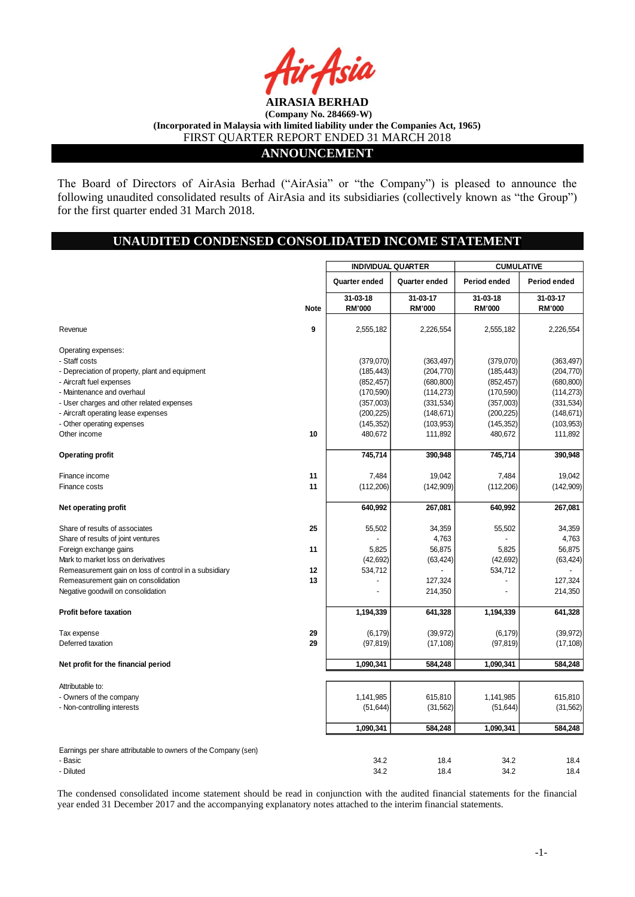# AIRASIA BERHAD

**(Company No. 284669-W)**

**(Incorporated in Malaysia with limited liability under the Companies Act, 1965)**

FIRST QUARTER REPORT ENDED 31 MARCH 2018

## ANNOUNCEMENT

The Board of Directors of AirAsia Berhad ("AirAsia" or "the Company") is pleased to announce the following unaudited consolidated results of AirAsia and its subsidiaries (collectively known as "the Group") for the first quarter ended 31 March 2018.

## UNAUDITED CONDENSED CONSOLIDATED INCOME STATEMENT

| | | INDIVIDUAL QUARTER | | CUMULATIVE | |
|---|---|---|---|---|---|
| | | Quarter ended | Quarter ended | Period ended | Period ended |
| | Note | 31-03-18 RM'000 | 31-03-17 RM'000 | 31-03-18 RM'000 | 31-03-17 RM'000 |
| Revenue | 9 | 2,555,182 | 2,226,554 | 2,555,182 | 2,226,554 |
| Operating expenses: | | | | | |
| - Staff costs | | (379,070) | (363,497) | (379,070) | (363,497) |
| - Depreciation of property, plant and equipment | | (185,443) | (204,770) | (185,443) | (204,770) |
| - Aircraft fuel expenses | | (852,457) | (680,800) | (852,457) | (680,800) |
| - Maintenance and overhaul | | (170,590) | (114,273) | (170,590) | (114,273) |
| - User charges and other related expenses | | (357,003) | (331,534) | (357,003) | (331,534) |
| - Aircraft operating lease expenses | | (200,225) | (148,671) | (200,225) | (148,671) |
| - Other operating expenses | | (145,352) | (103,953) | (145,352) | (103,953) |
| Other income | 10 | 480,672 | 111,892 | 480,672 | 111,892 |
| **Operating profit** | | **745,714** | **390,948** | **745,714** | **390,948** |
| Finance income | 11 | 7,484 | 19,042 | 7,484 | 19,042 |
| Finance costs | 11 | (112,206) | (142,909) | (112,206) | (142,909) |
| **Net operating profit** | | **640,992** | **267,081** | **640,992** | **267,081** |
| Share of results of associates | 25 | 55,502 | 34,359 | 55,502 | 34,359 |
| Share of results of joint ventures | | - | 4,763 | - | 4,763 |
| Foreign exchange gains | 11 | 5,825 | 56,875 | 5,825 | 56,875 |
| Mark to market loss on derivatives | | (42,692) | (63,424) | (42,692) | (63,424) |
| Remeasurement gain on loss of control in a subsidiary | 12 | 534,712 | - | 534,712 | - |
| Remeasurement gain on consolidation | 13 | - | 127,324 | - | 127,324 |
| Negative goodwill on consolidation | | - | 214,350 | - | 214,350 |
| **Profit before taxation** | | **1,194,339** | **641,328** | **1,194,339** | **641,328** |
| Tax expense | 29 | (6,179) | (39,972) | (6,179) | (39,972) |
| Deferred taxation | 29 | (97,819) | (17,108) | (97,819) | (17,108) |
| **Net profit for the financial period** | | **1,090,341** | **584,248** | **1,090,341** | **584,248** |
| Attributable to: | | | | | |
| - Owners of the company | | 1,141,985 | 615,810 | 1,141,985 | 615,810 |
| - Non-controlling interests | | (51,644) | (31,562) | (51,644) | (31,562) |
| | | **1,090,341** | **584,248** | **1,090,341** | **584,248** |
| Earnings per share attributable to owners of the Company (sen) | | | | | |
| - Basic | | 34.2 | 18.4 | 34.2 | 18.4 |
| - Diluted | | 34.2 | 18.4 | 34.2 | 18.4 |

The condensed consolidated income statement should be read in conjunction with the audited financial statements for the financial year ended 31 December 2017 and the accompanying explanatory notes attached to the interim financial statements.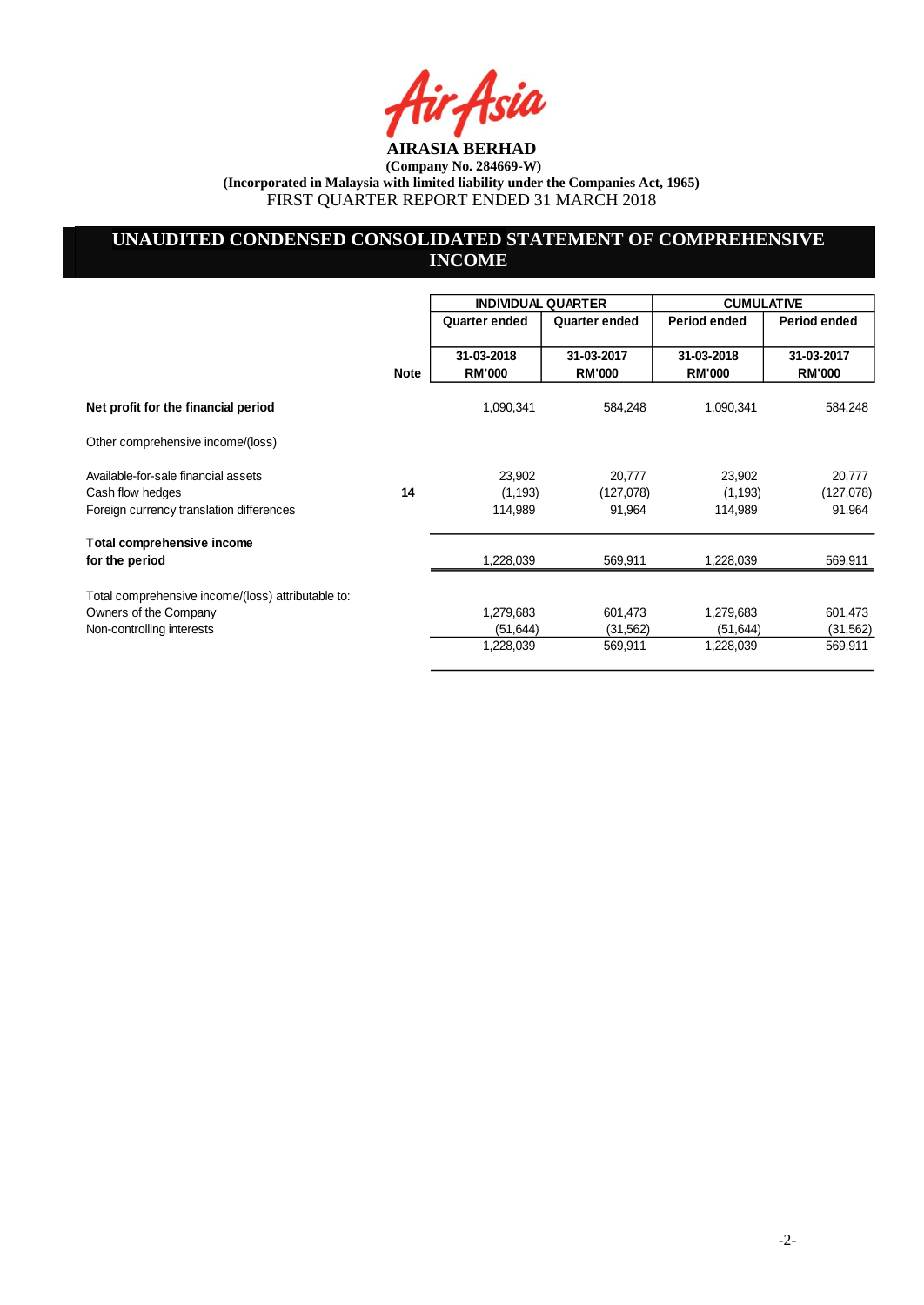**AIRASIA BERHAD**

**(Company No. 284669-W)**

**(Incorporated in Malaysia with limited liability under the Companies Act, 1965)**

FIRST QUARTER REPORT ENDED 31 MARCH 2018

## UNAUDITED CONDENSED CONSOLIDATED STATEMENT OF COMPREHENSIVE INCOME

| | | INDIVIDUAL QUARTER | | CUMULATIVE | |
|---|---|---|---|---|---|
| | | Quarter ended | Quarter ended | Period ended | Period ended |
| | Note | 31-03-2018<br>RM'000 | 31-03-2017<br>RM'000 | 31-03-2018<br>RM'000 | 31-03-2017<br>RM'000 |
| **Net profit for the financial period** | | 1,090,341 | 584,248 | 1,090,341 | 584,248 |
| Other comprehensive income/(loss) | | | | | |
| Available-for-sale financial assets | | 23,902 | 20,777 | 23,902 | 20,777 |
| Cash flow hedges | **14** | (1,193) | (127,078) | (1,193) | (127,078) |
| Foreign currency translation differences | | 114,989 | 91,964 | 114,989 | 91,964 |
| **Total comprehensive income for the period** | | 1,228,039 | 569,911 | 1,228,039 | 569,911 |
| Total comprehensive income/(loss) attributable to: | | | | | |
| Owners of the Company | | 1,279,683 | 601,473 | 1,279,683 | 601,473 |
| Non-controlling interests | | (51,644) | (31,562) | (51,644) | (31,562) |
| | | 1,228,039 | 569,911 | 1,228,039 | 569,911 |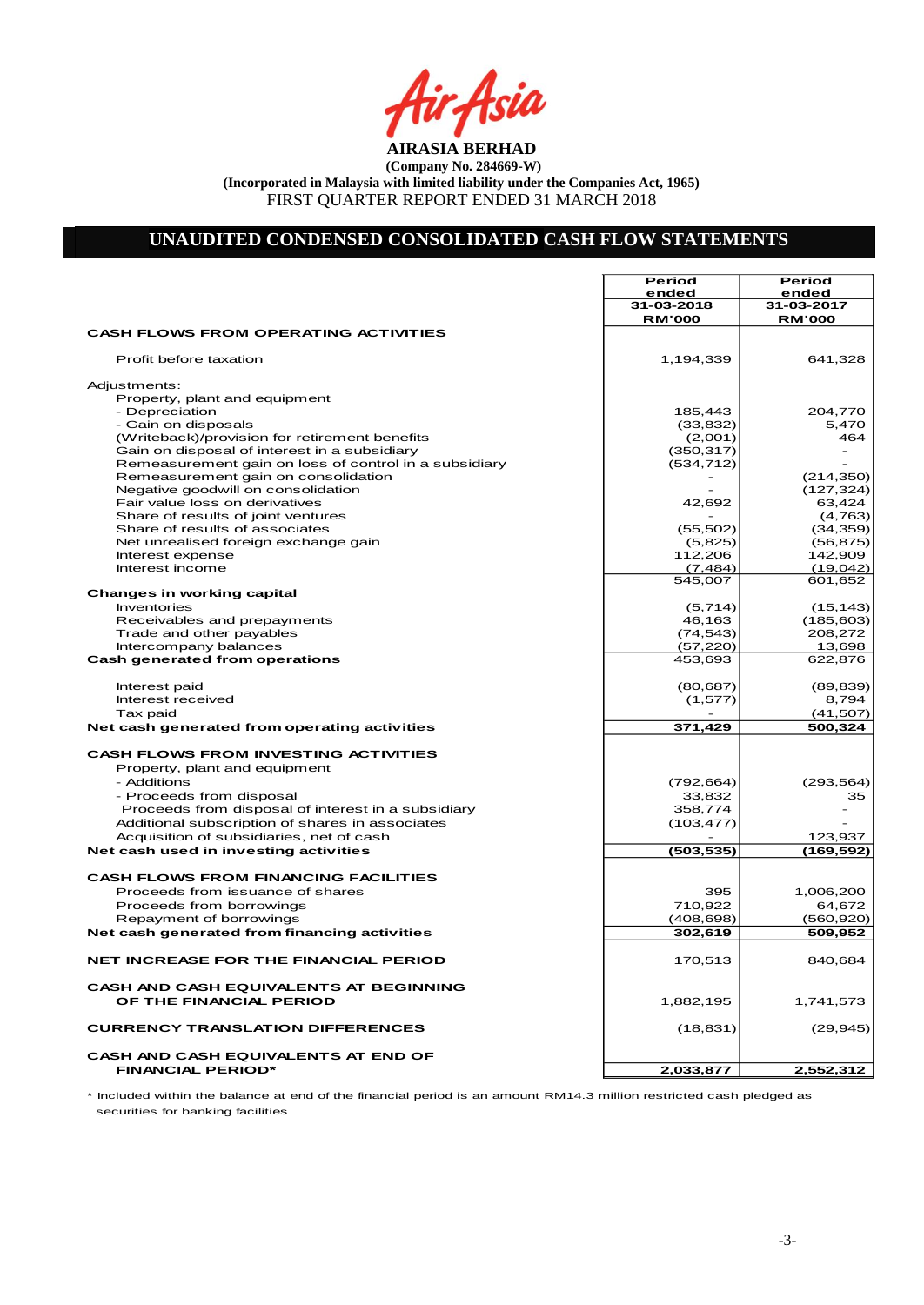**AIRASIA BERHAD**

**(Company No. 284669-W)**

**(Incorporated in Malaysia with limited liability under the Companies Act, 1965)**

FIRST QUARTER REPORT ENDED 31 MARCH 2018

## UNAUDITED CONDENSED CONSOLIDATED CASH FLOW STATEMENTS

| | Period ended 31-03-2018 RM'000 | Period ended 31-03-2017 RM'000 |
|---|---|---|
| **CASH FLOWS FROM OPERATING ACTIVITIES** | | |
| Profit before taxation | 1,194,339 | 641,328 |
| Adjustments: | | |
| Property, plant and equipment | | |
| - Depreciation | 185,443 | 204,770 |
| - Gain on disposals | (33,832) | 5,470 |
| (Writeback)/provision for retirement benefits | (2,001) | 464 |
| Gain on disposal of interest in a subsidiary | (350,317) | - |
| Remeasurement gain on loss of control in a subsidiary | (534,712) | - |
| Remeasurement gain on consolidation | - | (214,350) |
| Negative goodwill on consolidation | - | (127,324) |
| Fair value loss on derivatives | 42,692 | 63,424 |
| Share of results of joint ventures | - | (4,763) |
| Share of results of associates | (55,502) | (34,359) |
| Net unrealised foreign exchange gain | (5,825) | (56,875) |
| Interest expense | 112,206 | 142,909 |
| Interest income | (7,484) | (19,042) |
| | 545,007 | 601,652 |
| **Changes in working capital** | | |
| Inventories | (5,714) | (15,143) |
| Receivables and prepayments | 46,163 | (185,603) |
| Trade and other payables | (74,543) | 208,272 |
| Intercompany balances | (57,220) | 13,698 |
| **Cash generated from operations** | 453,693 | 622,876 |
| Interest paid | (80,687) | (89,839) |
| Interest received | (1,577) | 8,794 |
| Tax paid | - | (41,507) |
| **Net cash generated from operating activities** | **371,429** | **500,324** |
| **CASH FLOWS FROM INVESTING ACTIVITIES** | | |
| Property, plant and equipment | | |
| - Additions | (792,664) | (293,564) |
| - Proceeds from disposal | 33,832 | 35 |
| Proceeds from disposal of interest in a subsidiary | 358,774 | - |
| Additional subscription of shares in associates | (103,477) | - |
| Acquisition of subsidiaries, net of cash | - | 123,937 |
| **Net cash used in investing activities** | **(503,535)** | **(169,592)** |
| **CASH FLOWS FROM FINANCING FACILITIES** | | |
| Proceeds from issuance of shares | 395 | 1,006,200 |
| Proceeds from borrowings | 710,922 | 64,672 |
| Repayment of borrowings | (408,698) | (560,920) |
| **Net cash generated from financing activities** | **302,619** | **509,952** |
| **NET INCREASE FOR THE FINANCIAL PERIOD** | 170,513 | 840,684 |
| **CASH AND CASH EQUIVALENTS AT BEGINNING OF THE FINANCIAL PERIOD** | 1,882,195 | 1,741,573 |
| **CURRENCY TRANSLATION DIFFERENCES** | (18,831) | (29,945) |
| **CASH AND CASH EQUIVALENTS AT END OF FINANCIAL PERIOD*** | **2,033,877** | **2,552,312** |

\* Included within the balance at end of the financial period is an amount RM14.3 million restricted cash pledged as securities for banking facilities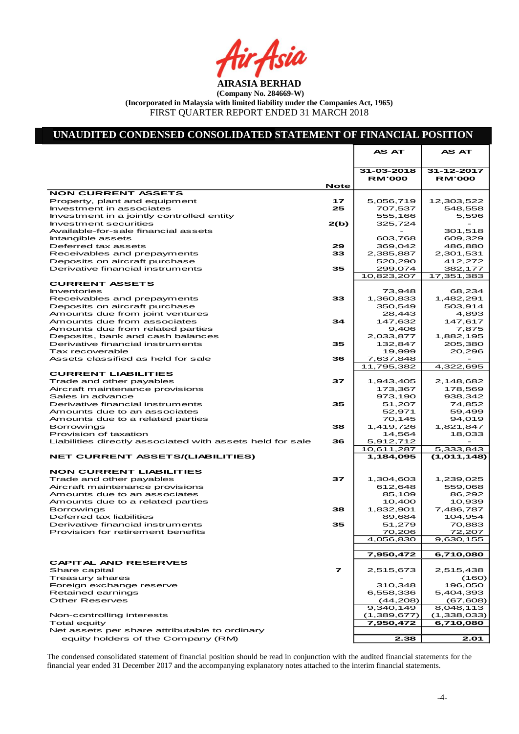**AIRASIA BERHAD**

**(Company No. 284669-W)**

**(Incorporated in Malaysia with limited liability under the Companies Act, 1965)**

FIRST QUARTER REPORT ENDED 31 MARCH 2018

## UNAUDITED CONDENSED CONSOLIDATED STATEMENT OF FINANCIAL POSITION

| | Note | AS AT 31-03-2018 RM'000 | AS AT 31-12-2017 RM'000 |
|---|---|---|---|
| **NON CURRENT ASSETS** | | | |
| Property, plant and equipment | 17 | 5,056,719 | 12,303,522 |
| Investment in associates | 25 | 707,537 | 548,558 |
| Investment in a jointly controlled entity | | 555,166 | 5,596 |
| Investment securities | 2(b) | 325,724 | - |
| Available-for-sale financial assets | | - | 301,518 |
| Intangible assets | | 603,768 | 609,329 |
| Deferred tax assets | 29 | 369,042 | 486,880 |
| Receivables and prepayments | 33 | 2,385,887 | 2,301,531 |
| Deposits on aircraft purchase | | 520,290 | 412,272 |
| Derivative financial instruments | 35 | 299,074 | 382,177 |
| | | 10,823,207 | 17,351,383 |
| **CURRENT ASSETS** | | | |
| Inventories | | 73,948 | 68,234 |
| Receivables and prepayments | 33 | 1,360,833 | 1,482,291 |
| Deposits on aircraft purchase | | 350,549 | 503,914 |
| Amounts due from joint ventures | | 28,443 | 4,893 |
| Amounts due from associates | 34 | 147,632 | 147,617 |
| Amounts due from related parties | | 9,406 | 7,875 |
| Deposits, bank and cash balances | | 2,033,877 | 1,882,195 |
| Derivative financial instruments | 35 | 132,847 | 205,380 |
| Tax recoverable | | 19,999 | 20,296 |
| Assets classified as held for sale | 36 | 7,637,848 | - |
| | | 11,795,382 | 4,322,695 |
| **CURRENT LIABILITIES** | | | |
| Trade and other payables | 37 | 1,943,405 | 2,148,682 |
| Aircraft maintenance provisions | | 173,367 | 178,569 |
| Sales in advance | | 973,190 | 938,342 |
| Derivative financial instruments | 35 | 51,207 | 74,852 |
| Amounts due to an associates | | 52,971 | 59,499 |
| Amounts due to a related parties | | 70,145 | 94,019 |
| Borrowings | 38 | 1,419,726 | 1,821,847 |
| Provision of taxation | | 14,564 | 18,033 |
| Liabilities directly associated with assets held for sale | 36 | 5,912,712 | - |
| | | 10,611,287 | 5,333,843 |
| **NET CURRENT ASSETS/(LIABILITIES)** | | **1,184,095** | **(1,011,148)** |
| **NON CURRENT LIABILITIES** | | | |
| Trade and other payables | 37 | 1,304,603 | 1,239,025 |
| Aircraft maintenance provisions | | 612,648 | 559,068 |
| Amounts due to an associates | | 85,109 | 86,292 |
| Amounts due to a related parties | | 10,400 | 10,939 |
| Borrowings | 38 | 1,832,901 | 7,486,787 |
| Deferred tax liabilities | | 89,684 | 104,954 |
| Derivative financial instruments | 35 | 51,279 | 70,883 |
| Provision for retirement benefits | | 70,206 | 72,207 |
| | | 4,056,830 | 9,630,155 |
| | | **7,950,472** | **6,710,080** |
| **CAPITAL AND RESERVES** | | | |
| Share capital | 7 | 2,515,673 | 2,515,438 |
| Treasury shares | | - | (160) |
| Foreign exchange reserve | | 310,348 | 196,050 |
| Retained earnings | | 6,558,336 | 5,404,393 |
| Other Reserves | | (44,208) | (67,608) |
| | | 9,340,149 | 8,048,113 |
| Non-controlling interests | | (1,389,677) | (1,338,033) |
| Total equity | | **7,950,472** | **6,710,080** |
| Net assets per share attributable to ordinary equity holders of the Company (RM) | | **2.38** | **2.01** |

The condensed consolidated statement of financial position should be read in conjunction with the audited financial statements for the financial year ended 31 December 2017 and the accompanying explanatory notes attached to the interim financial statements.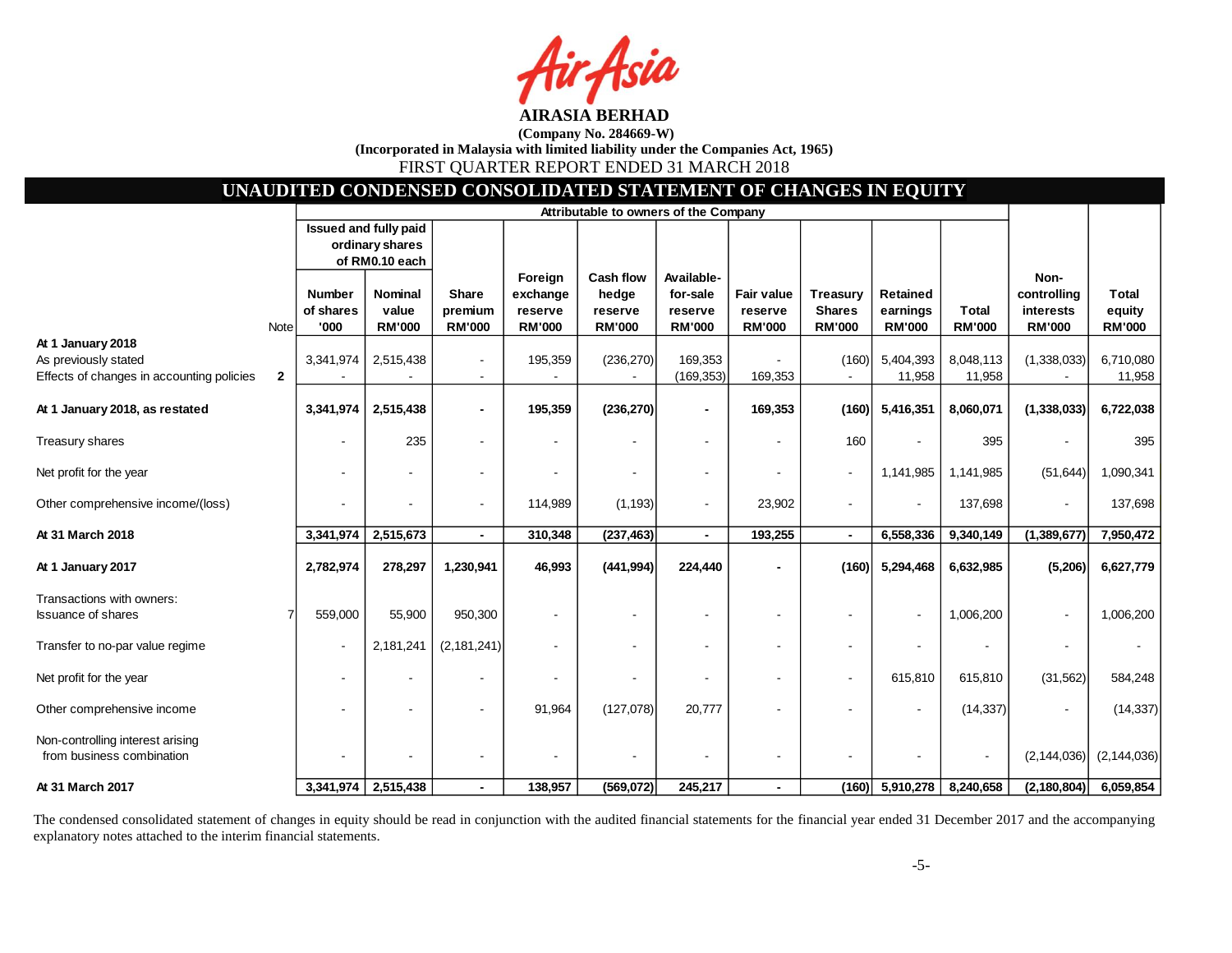**AIRASIA BERHAD**

**(Company No. 284669-W)**

**(Incorporated in Malaysia with limited liability under the Companies Act, 1965)**

FIRST QUARTER REPORT ENDED 31 MARCH 2018

## UNAUDITED CONDENSED CONSOLIDATED STATEMENT OF CHANGES IN EQUITY

| | | Attributable to owners of the Company | | | | | | | | | | | |
|---|---|---|---|---|---|---|---|---|---|---|---|---|---|
| | | Issued and fully paid ordinary shares of RM0.10 each | | | | | | | | | | | |
| | Note | Number of shares '000 | Nominal value RM'000 | Share premium RM'000 | Foreign exchange reserve RM'000 | Cash flow hedge reserve RM'000 | Available-for-sale reserve RM'000 | Fair value reserve RM'000 | Treasury Shares RM'000 | Retained earnings RM'000 | Total RM'000 | Non-controlling interests RM'000 | Total equity RM'000 |
| **At 1 January 2018** | | | | | | | | | | | | | |
| As previously stated | | 3,341,974 | 2,515,438 | - | 195,359 | (236,270) | 169,353 | - | (160) | 5,404,393 | 8,048,113 | (1,338,033) | 6,710,080 |
| Effects of changes in accounting policies | 2 | - | - | - | - | - | (169,353) | 169,353 | - | 11,958 | 11,958 | - | 11,958 |
| **At 1 January 2018, as restated** | | **3,341,974** | **2,515,438** | **-** | **195,359** | **(236,270)** | **-** | **169,353** | **(160)** | **5,416,351** | **8,060,071** | **(1,338,033)** | **6,722,038** |
| Treasury shares | | - | 235 | - | - | - | - | - | 160 | - | 395 | - | 395 |
| Net profit for the year | | - | - | - | - | - | - | - | - | 1,141,985 | 1,141,985 | (51,644) | 1,090,341 |
| Other comprehensive income/(loss) | | - | - | - | 114,989 | (1,193) | - | 23,902 | - | - | 137,698 | - | 137,698 |
| **At 31 March 2018** | | **3,341,974** | **2,515,673** | **-** | **310,348** | **(237,463)** | **-** | **193,255** | **-** | **6,558,336** | **9,340,149** | **(1,389,677)** | **7,950,472** |
| **At 1 January 2017** | | **2,782,974** | **278,297** | **1,230,941** | **46,993** | **(441,994)** | **224,440** | **-** | **(160)** | **5,294,468** | **6,632,985** | **(5,206)** | **6,627,779** |
| Transactions with owners: | | | | | | | | | | | | | |
| Issuance of shares | 7 | 559,000 | 55,900 | 950,300 | - | - | - | - | - | - | 1,006,200 | - | 1,006,200 |
| Transfer to no-par value regime | | - | 2,181,241 | (2,181,241) | - | - | - | - | - | - | - | - | - |
| Net profit for the year | | - | - | - | - | - | - | - | - | 615,810 | 615,810 | (31,562) | 584,248 |
| Other comprehensive income | | - | - | - | 91,964 | (127,078) | 20,777 | - | - | - | (14,337) | - | (14,337) |
| Non-controlling interest arising from business combination | | - | - | - | - | - | - | - | - | - | - | (2,144,036) | (2,144,036) |
| **At 31 March 2017** | | **3,341,974** | **2,515,438** | **-** | **138,957** | **(569,072)** | **245,217** | **-** | **(160)** | **5,910,278** | **8,240,658** | **(2,180,804)** | **6,059,854** |

The condensed consolidated statement of changes in equity should be read in conjunction with the audited financial statements for the financial year ended 31 December 2017 and the accompanying explanatory notes attached to the interim financial statements.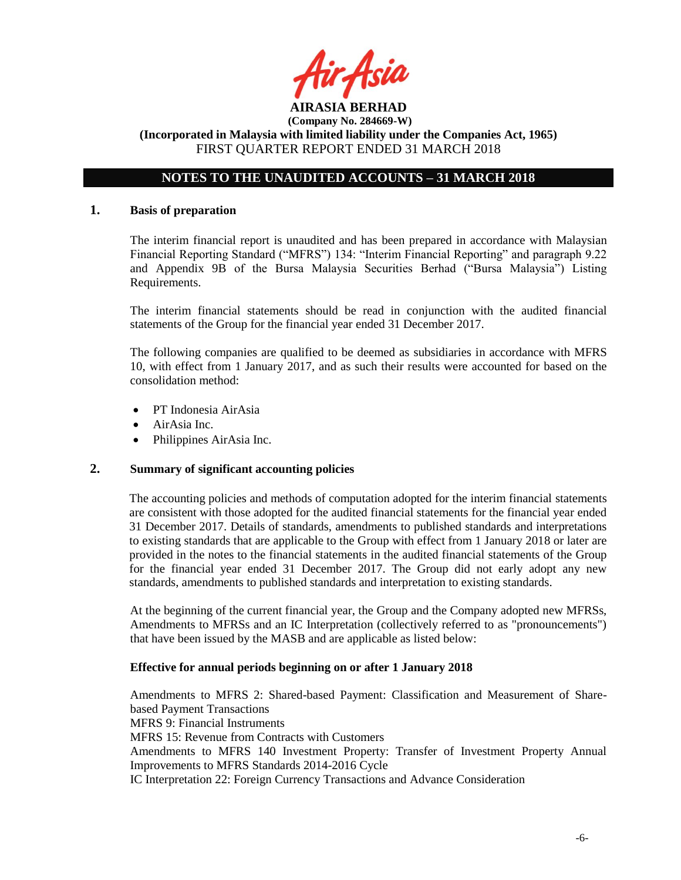**AIRASIA BERHAD**

**(Company No. 284669-W)**

**(Incorporated in Malaysia with limited liability under the Companies Act, 1965)**

FIRST QUARTER REPORT ENDED 31 MARCH 2018

## NOTES TO THE UNAUDITED ACCOUNTS – 31 MARCH 2018

### 1. Basis of preparation

The interim financial report is unaudited and has been prepared in accordance with Malaysian Financial Reporting Standard ("MFRS") 134: "Interim Financial Reporting" and paragraph 9.22 and Appendix 9B of the Bursa Malaysia Securities Berhad ("Bursa Malaysia") Listing Requirements.

The interim financial statements should be read in conjunction with the audited financial statements of the Group for the financial year ended 31 December 2017.

The following companies are qualified to be deemed as subsidiaries in accordance with MFRS 10, with effect from 1 January 2017, and as such their results were accounted for based on the consolidation method:

- PT Indonesia AirAsia
- AirAsia Inc.
- Philippines AirAsia Inc.

### 2. Summary of significant accounting policies

The accounting policies and methods of computation adopted for the interim financial statements are consistent with those adopted for the audited financial statements for the financial year ended 31 December 2017. Details of standards, amendments to published standards and interpretations to existing standards that are applicable to the Group with effect from 1 January 2018 or later are provided in the notes to the financial statements in the audited financial statements of the Group for the financial year ended 31 December 2017. The Group did not early adopt any new standards, amendments to published standards and interpretation to existing standards.

At the beginning of the current financial year, the Group and the Company adopted new MFRSs, Amendments to MFRSs and an IC Interpretation (collectively referred to as "pronouncements") that have been issued by the MASB and are applicable as listed below:

**Effective for annual periods beginning on or after 1 January 2018**

Amendments to MFRS 2: Shared-based Payment: Classification and Measurement of Share-based Payment Transactions  
MFRS 9: Financial Instruments  
MFRS 15: Revenue from Contracts with Customers  
Amendments to MFRS 140 Investment Property: Transfer of Investment Property Annual Improvements to MFRS Standards 2014-2016 Cycle  
IC Interpretation 22: Foreign Currency Transactions and Advance Consideration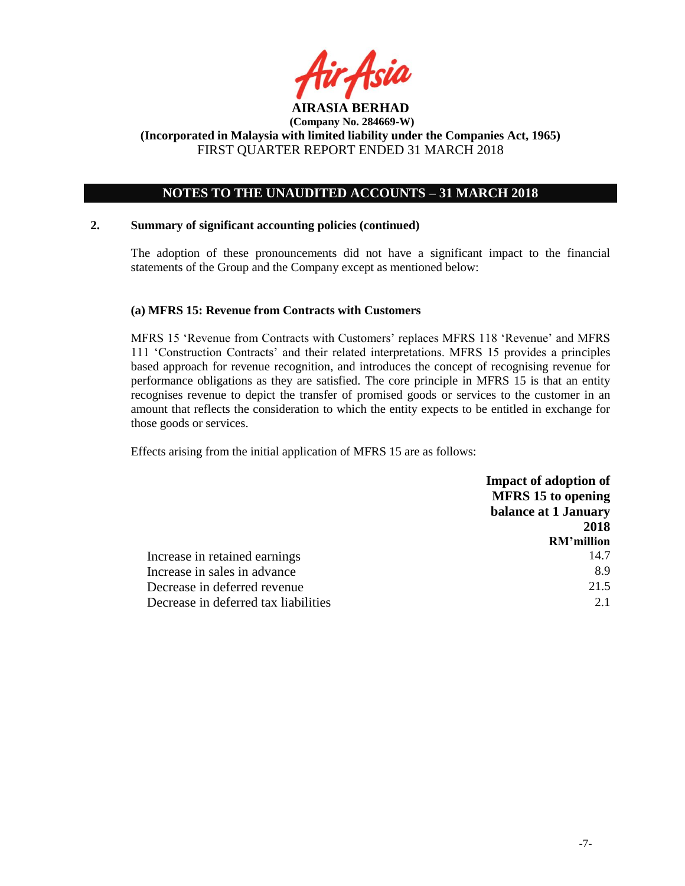## NOTES TO THE UNAUDITED ACCOUNTS – 31 MARCH 2018

### 2. Summary of significant accounting policies (continued)

The adoption of these pronouncements did not have a significant impact to the financial statements of the Group and the Company except as mentioned below:

**(a) MFRS 15: Revenue from Contracts with Customers**

MFRS 15 'Revenue from Contracts with Customers' replaces MFRS 118 'Revenue' and MFRS 111 'Construction Contracts' and their related interpretations. MFRS 15 provides a principles based approach for revenue recognition, and introduces the concept of recognising revenue for performance obligations as they are satisfied. The core principle in MFRS 15 is that an entity recognises revenue to depict the transfer of promised goods or services to the customer in an amount that reflects the consideration to which the entity expects to be entitled in exchange for those goods or services.

Effects arising from the initial application of MFRS 15 are as follows:

| | Impact of adoption of MFRS 15 to opening balance at 1 January 2018 |
|---|---|
| | RM'million |
| Increase in retained earnings | 14.7 |
| Increase in sales in advance | 8.9 |
| Decrease in deferred revenue | 21.5 |
| Decrease in deferred tax liabilities | 2.1 |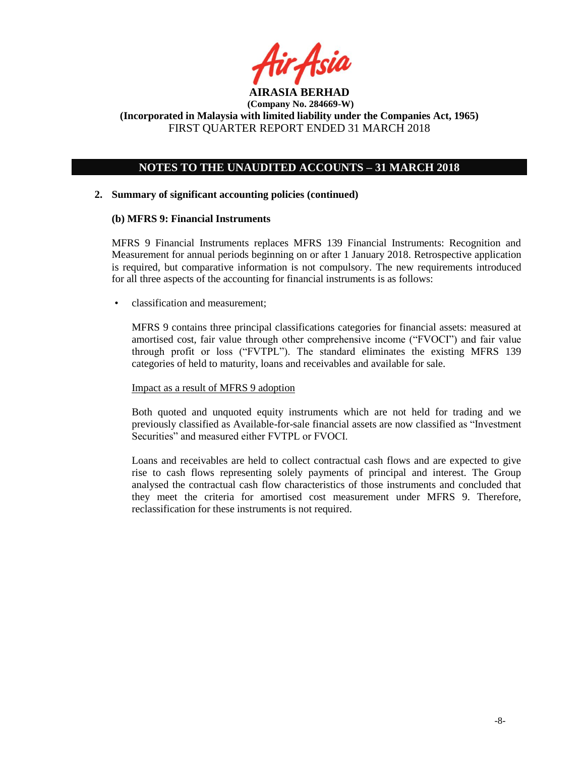## NOTES TO THE UNAUDITED ACCOUNTS – 31 MARCH 2018

**2. Summary of significant accounting policies (continued)**

**(b) MFRS 9: Financial Instruments**

MFRS 9 Financial Instruments replaces MFRS 139 Financial Instruments: Recognition and Measurement for annual periods beginning on or after 1 January 2018. Retrospective application is required, but comparative information is not compulsory. The new requirements introduced for all three aspects of the accounting for financial instruments is as follows:

- classification and measurement;

  MFRS 9 contains three principal classifications categories for financial assets: measured at amortised cost, fair value through other comprehensive income ("FVOCI") and fair value through profit or loss ("FVTPL"). The standard eliminates the existing MFRS 139 categories of held to maturity, loans and receivables and available for sale.

  Impact as a result of MFRS 9 adoption

  Both quoted and unquoted equity instruments which are not held for trading and we previously classified as Available-for-sale financial assets are now classified as "Investment Securities" and measured either FVTPL or FVOCI.

  Loans and receivables are held to collect contractual cash flows and are expected to give rise to cash flows representing solely payments of principal and interest. The Group analysed the contractual cash flow characteristics of those instruments and concluded that they meet the criteria for amortised cost measurement under MFRS 9. Therefore, reclassification for these instruments is not required.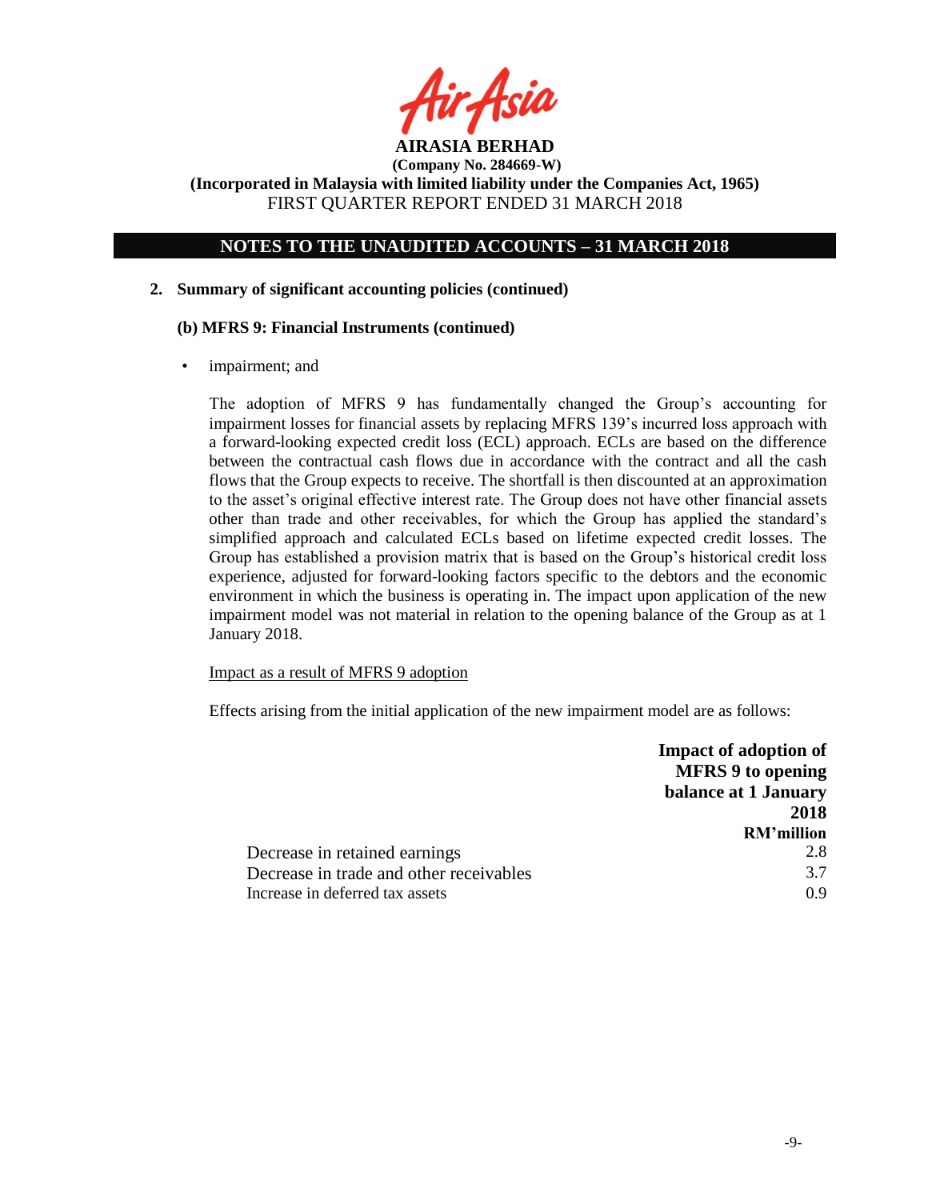**AIRASIA BERHAD**
**(Company No. 284669-W)**
**(Incorporated in Malaysia with limited liability under the Companies Act, 1965)**
FIRST QUARTER REPORT ENDED 31 MARCH 2018

## NOTES TO THE UNAUDITED ACCOUNTS – 31 MARCH 2018

**2. Summary of significant accounting policies (continued)**

**(b) MFRS 9: Financial Instruments (continued)**

- impairment; and

The adoption of MFRS 9 has fundamentally changed the Group's accounting for impairment losses for financial assets by replacing MFRS 139's incurred loss approach with a forward-looking expected credit loss (ECL) approach. ECLs are based on the difference between the contractual cash flows due in accordance with the contract and all the cash flows that the Group expects to receive. The shortfall is then discounted at an approximation to the asset's original effective interest rate. The Group does not have other financial assets other than trade and other receivables, for which the Group has applied the standard's simplified approach and calculated ECLs based on lifetime expected credit losses. The Group has established a provision matrix that is based on the Group's historical credit loss experience, adjusted for forward-looking factors specific to the debtors and the economic environment in which the business is operating in. The impact upon application of the new impairment model was not material in relation to the opening balance of the Group as at 1 January 2018.

Impact as a result of MFRS 9 adoption

Effects arising from the initial application of the new impairment model are as follows:

| | **Impact of adoption of MFRS 9 to opening balance at 1 January 2018** |
|---|---|
| | **RM'million** |
| Decrease in retained earnings | 2.8 |
| Decrease in trade and other receivables | 3.7 |
| Increase in deferred tax assets | 0.9 |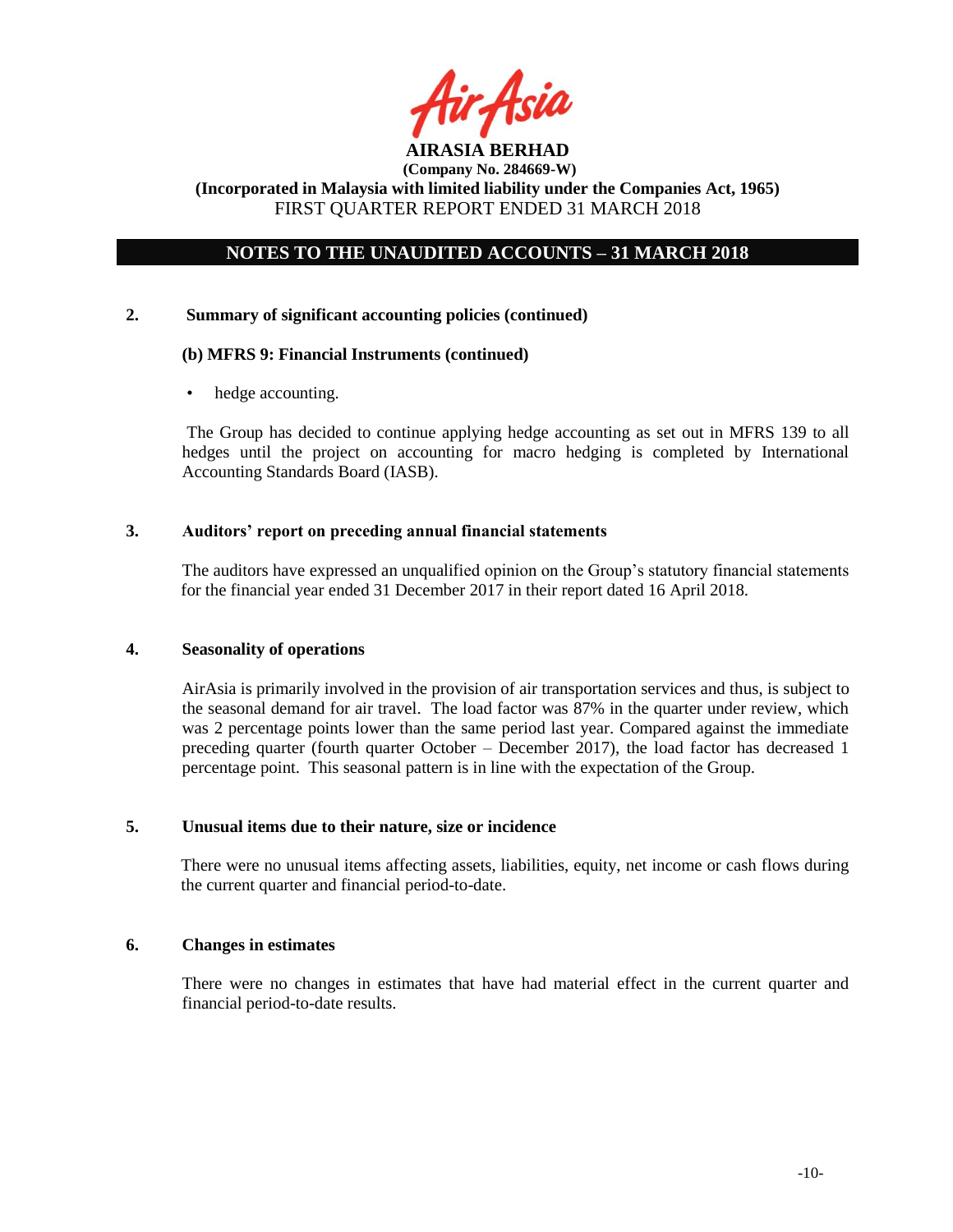**AIRASIA BERHAD**
**(Company No. 284669-W)**
**(Incorporated in Malaysia with limited liability under the Companies Act, 1965)**
FIRST QUARTER REPORT ENDED 31 MARCH 2018

## NOTES TO THE UNAUDITED ACCOUNTS – 31 MARCH 2018

### 2. Summary of significant accounting policies (continued)

**(b) MFRS 9: Financial Instruments (continued)**

- hedge accounting.

The Group has decided to continue applying hedge accounting as set out in MFRS 139 to all hedges until the project on accounting for macro hedging is completed by International Accounting Standards Board (IASB).

### 3. Auditors' report on preceding annual financial statements

The auditors have expressed an unqualified opinion on the Group's statutory financial statements for the financial year ended 31 December 2017 in their report dated 16 April 2018.

### 4. Seasonality of operations

AirAsia is primarily involved in the provision of air transportation services and thus, is subject to the seasonal demand for air travel. The load factor was 87% in the quarter under review, which was 2 percentage points lower than the same period last year. Compared against the immediate preceding quarter (fourth quarter October – December 2017), the load factor has decreased 1 percentage point. This seasonal pattern is in line with the expectation of the Group.

### 5. Unusual items due to their nature, size or incidence

There were no unusual items affecting assets, liabilities, equity, net income or cash flows during the current quarter and financial period-to-date.

### 6. Changes in estimates

There were no changes in estimates that have had material effect in the current quarter and financial period-to-date results.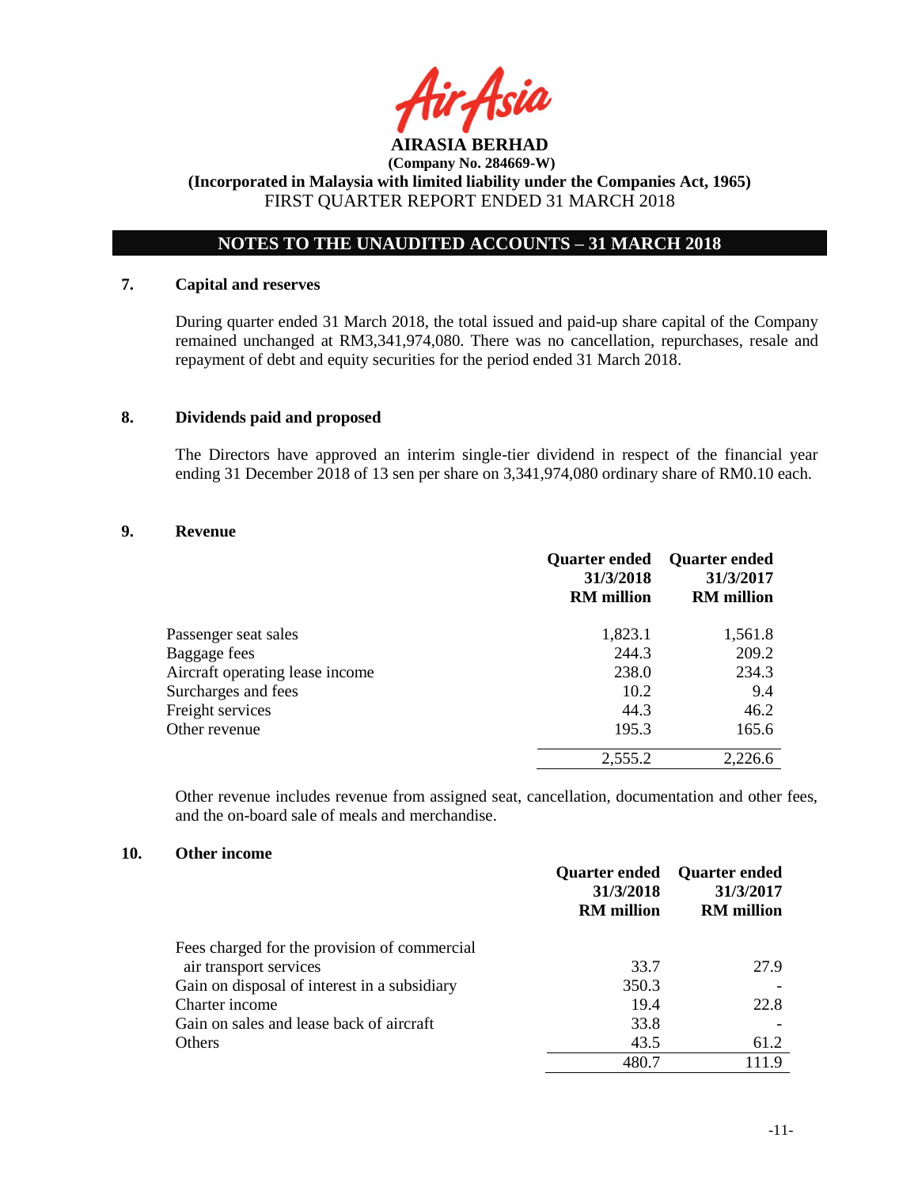**AIRASIA BERHAD**
**(Company No. 284669-W)**
**(Incorporated in Malaysia with limited liability under the Companies Act, 1965)**
FIRST QUARTER REPORT ENDED 31 MARCH 2018

## NOTES TO THE UNAUDITED ACCOUNTS – 31 MARCH 2018

### 7. Capital and reserves

During quarter ended 31 March 2018, the total issued and paid-up share capital of the Company remained unchanged at RM3,341,974,080. There was no cancellation, repurchases, resale and repayment of debt and equity securities for the period ended 31 March 2018.

### 8. Dividends paid and proposed

The Directors have approved an interim single-tier dividend in respect of the financial year ending 31 December 2018 of 13 sen per share on 3,341,974,080 ordinary share of RM0.10 each.

### 9. Revenue

| | Quarter ended 31/3/2018 RM million | Quarter ended 31/3/2017 RM million |
|---|---|---|
| Passenger seat sales | 1,823.1 | 1,561.8 |
| Baggage fees | 244.3 | 209.2 |
| Aircraft operating lease income | 238.0 | 234.3 |
| Surcharges and fees | 10.2 | 9.4 |
| Freight services | 44.3 | 46.2 |
| Other revenue | 195.3 | 165.6 |
| | 2,555.2 | 2,226.6 |

Other revenue includes revenue from assigned seat, cancellation, documentation and other fees, and the on-board sale of meals and merchandise.

### 10. Other income

| | Quarter ended 31/3/2018 RM million | Quarter ended 31/3/2017 RM million |
|---|---|---|
| Fees charged for the provision of commercial air transport services | 33.7 | 27.9 |
| Gain on disposal of interest in a subsidiary | 350.3 | - |
| Charter income | 19.4 | 22.8 |
| Gain on sales and lease back of aircraft | 33.8 | - |
| Others | 43.5 | 61.2 |
| | 480.7 | 111.9 |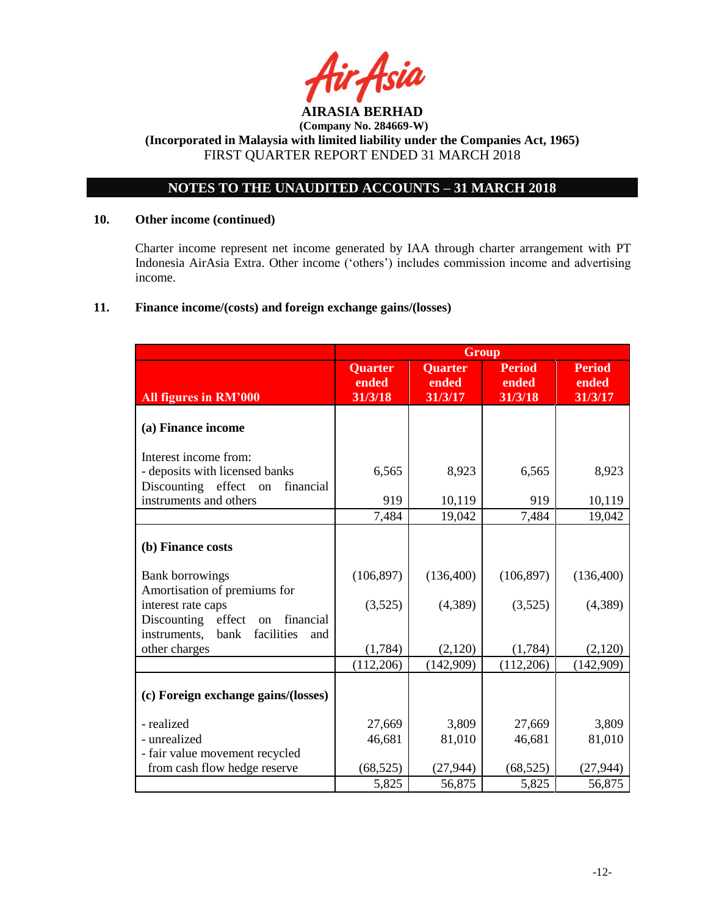## 10. Other income (continued)

Charter income represent net income generated by IAA through charter arrangement with PT Indonesia AirAsia Extra. Other income ('others') includes commission income and advertising income.

## 11. Finance income/(costs) and foreign exchange gains/(losses)

| | Group | | | |
|---|---|---|---|---|
| **All figures in RM'000** | **Quarter ended 31/3/18** | **Quarter ended 31/3/17** | **Period ended 31/3/18** | **Period ended 31/3/17** |
| **(a) Finance income** | | | | |
| Interest income from: | | | | |
| - deposits with licensed banks | 6,565 | 8,923 | 6,565 | 8,923 |
| Discounting effect on financial instruments and others | 919 | 10,119 | 919 | 10,119 |
| | 7,484 | 19,042 | 7,484 | 19,042 |
| **(b) Finance costs** | | | | |
| Bank borrowings | (106,897) | (136,400) | (106,897) | (136,400) |
| Amortisation of premiums for interest rate caps | (3,525) | (4,389) | (3,525) | (4,389) |
| Discounting effect on financial instruments, bank facilities and other charges | (1,784) | (2,120) | (1,784) | (2,120) |
| | (112,206) | (142,909) | (112,206) | (142,909) |
| **(c) Foreign exchange gains/(losses)** | | | | |
| - realized | 27,669 | 3,809 | 27,669 | 3,809 |
| - unrealized | 46,681 | 81,010 | 46,681 | 81,010 |
| - fair value movement recycled from cash flow hedge reserve | (68,525) | (27,944) | (68,525) | (27,944) |
| | 5,825 | 56,875 | 5,825 | 56,875 |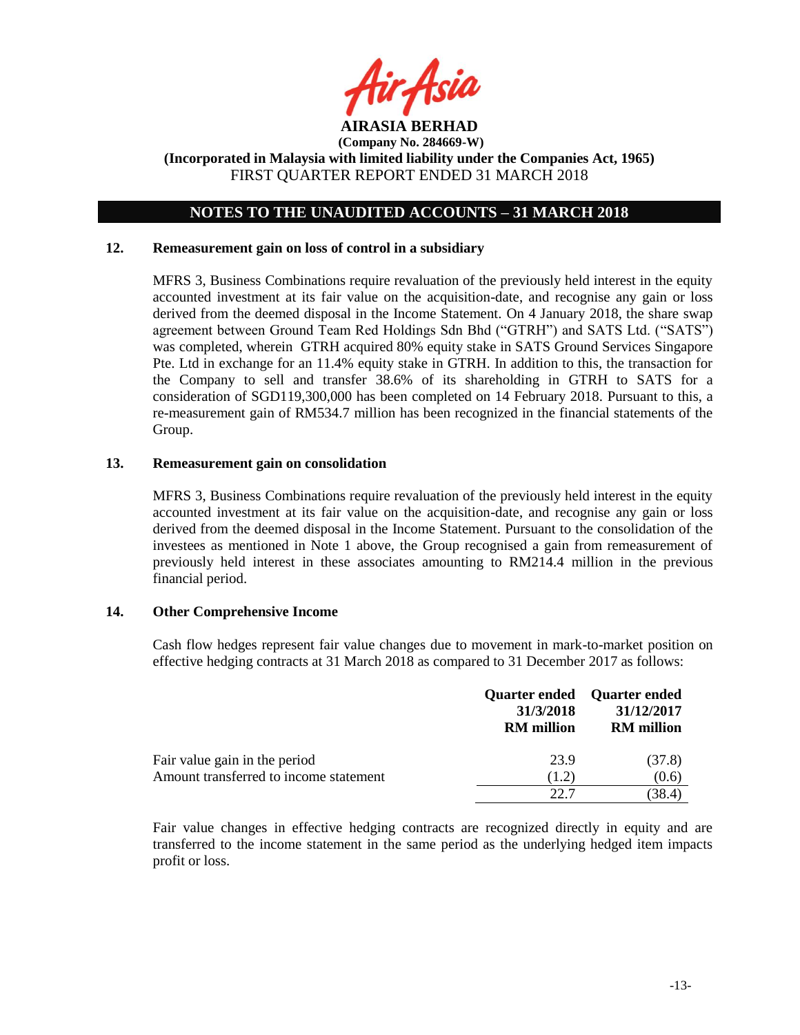**AIRASIA BERHAD**
**(Company No. 284669-W)**
**(Incorporated in Malaysia with limited liability under the Companies Act, 1965)**
FIRST QUARTER REPORT ENDED 31 MARCH 2018

## NOTES TO THE UNAUDITED ACCOUNTS – 31 MARCH 2018

### 12. Remeasurement gain on loss of control in a subsidiary

MFRS 3, Business Combinations require revaluation of the previously held interest in the equity accounted investment at its fair value on the acquisition-date, and recognise any gain or loss derived from the deemed disposal in the Income Statement. On 4 January 2018, the share swap agreement between Ground Team Red Holdings Sdn Bhd ("GTRH") and SATS Ltd. ("SATS") was completed, wherein GTRH acquired 80% equity stake in SATS Ground Services Singapore Pte. Ltd in exchange for an 11.4% equity stake in GTRH. In addition to this, the transaction for the Company to sell and transfer 38.6% of its shareholding in GTRH to SATS for a consideration of SGD119,300,000 has been completed on 14 February 2018. Pursuant to this, a re-measurement gain of RM534.7 million has been recognized in the financial statements of the Group.

### 13. Remeasurement gain on consolidation

MFRS 3, Business Combinations require revaluation of the previously held interest in the equity accounted investment at its fair value on the acquisition-date, and recognise any gain or loss derived from the deemed disposal in the Income Statement. Pursuant to the consolidation of the investees as mentioned in Note 1 above, the Group recognised a gain from remeasurement of previously held interest in these associates amounting to RM214.4 million in the previous financial period.

### 14. Other Comprehensive Income

Cash flow hedges represent fair value changes due to movement in mark-to-market position on effective hedging contracts at 31 March 2018 as compared to 31 December 2017 as follows:

| | Quarter ended 31/3/2018 RM million | Quarter ended 31/12/2017 RM million |
|---|---|---|
| Fair value gain in the period | 23.9 | (37.8) |
| Amount transferred to income statement | (1.2) | (0.6) |
| | 22.7 | (38.4) |

Fair value changes in effective hedging contracts are recognized directly in equity and are transferred to the income statement in the same period as the underlying hedged item impacts profit or loss.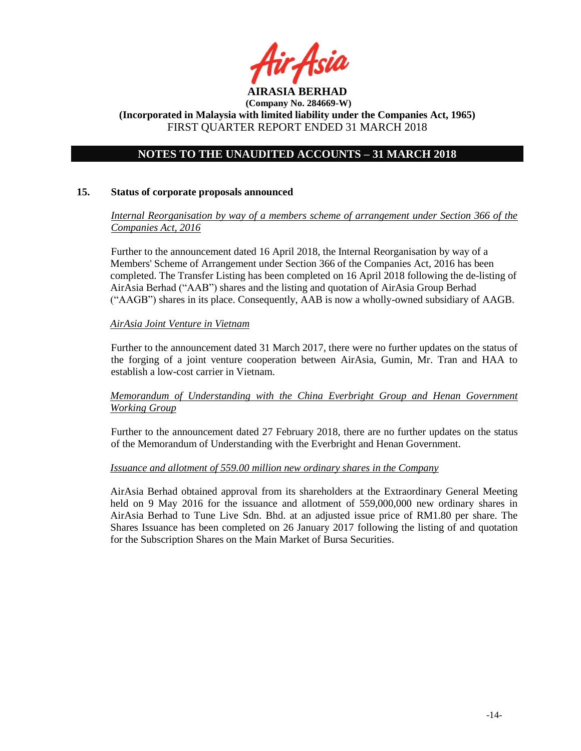## 15. Status of corporate proposals announced

*Internal Reorganisation by way of a members scheme of arrangement under Section 366 of the Companies Act, 2016*

Further to the announcement dated 16 April 2018, the Internal Reorganisation by way of a Members' Scheme of Arrangement under Section 366 of the Companies Act, 2016 has been completed. The Transfer Listing has been completed on 16 April 2018 following the de-listing of AirAsia Berhad ("AAB") shares and the listing and quotation of AirAsia Group Berhad ("AAGB") shares in its place. Consequently, AAB is now a wholly-owned subsidiary of AAGB.

*AirAsia Joint Venture in Vietnam*

Further to the announcement dated 31 March 2017, there were no further updates on the status of the forging of a joint venture cooperation between AirAsia, Gumin, Mr. Tran and HAA to establish a low-cost carrier in Vietnam.

*Memorandum of Understanding with the China Everbright Group and Henan Government Working Group*

Further to the announcement dated 27 February 2018, there are no further updates on the status of the Memorandum of Understanding with the Everbright and Henan Government.

*Issuance and allotment of 559.00 million new ordinary shares in the Company*

AirAsia Berhad obtained approval from its shareholders at the Extraordinary General Meeting held on 9 May 2016 for the issuance and allotment of 559,000,000 new ordinary shares in AirAsia Berhad to Tune Live Sdn. Bhd. at an adjusted issue price of RM1.80 per share. The Shares Issuance has been completed on 26 January 2017 following the listing of and quotation for the Subscription Shares on the Main Market of Bursa Securities.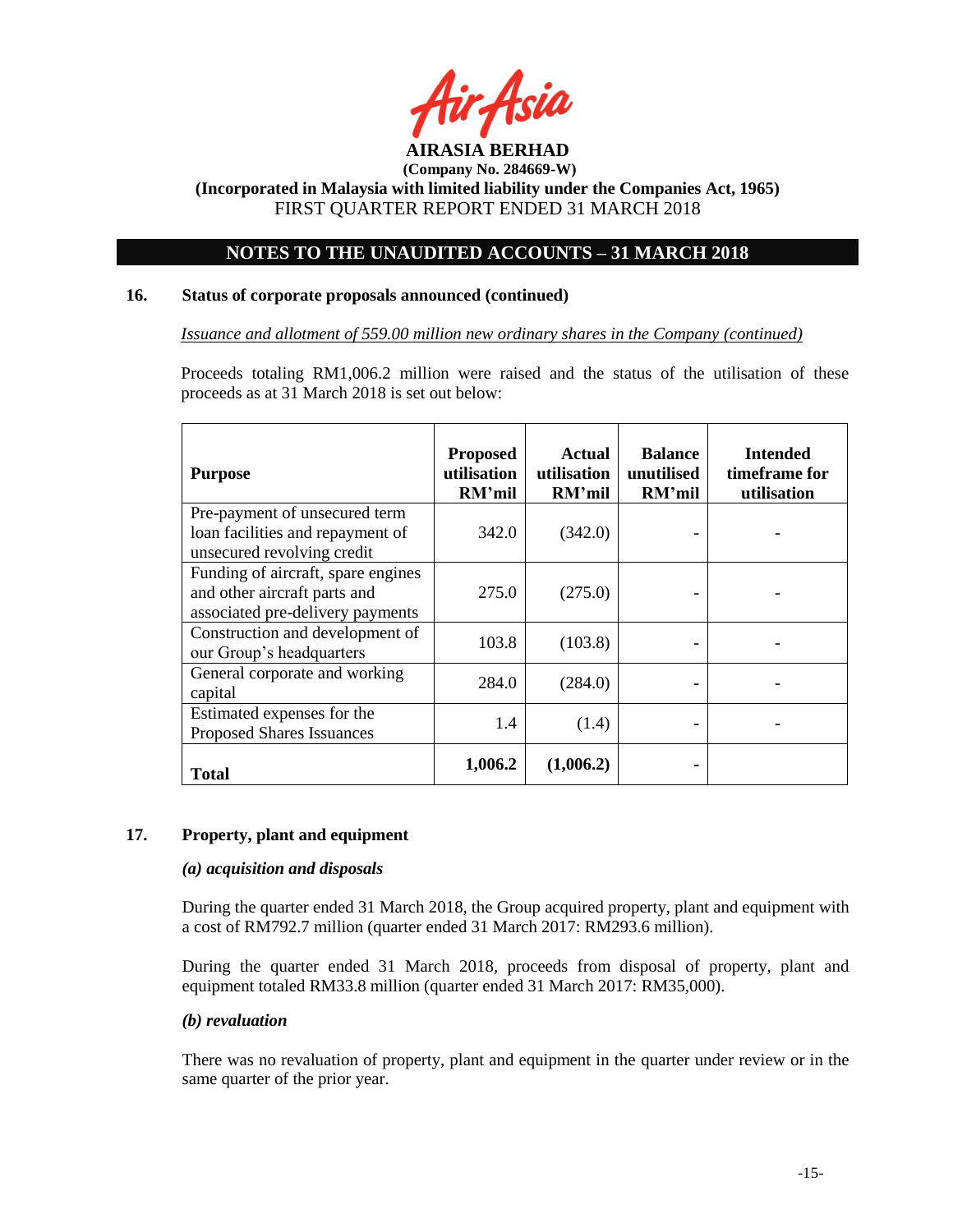## 16. Status of corporate proposals announced (continued)

*Issuance and allotment of 559.00 million new ordinary shares in the Company (continued)*

Proceeds totaling RM1,006.2 million were raised and the status of the utilisation of these proceeds as at 31 March 2018 is set out below:

| Purpose | Proposed utilisation RM'mil | Actual utilisation RM'mil | Balance unutilised RM'mil | Intended timeframe for utilisation |
|---|---|---|---|---|
| Pre-payment of unsecured term loan facilities and repayment of unsecured revolving credit | 342.0 | (342.0) | - | - |
| Funding of aircraft, spare engines and other aircraft parts and associated pre-delivery payments | 275.0 | (275.0) | - | - |
| Construction and development of our Group's headquarters | 103.8 | (103.8) | - | - |
| General corporate and working capital | 284.0 | (284.0) | - | - |
| Estimated expenses for the Proposed Shares Issuances | 1.4 | (1.4) | - | - |
| **Total** | **1,006.2** | **(1,006.2)** | **-** | |

## 17. Property, plant and equipment

***(a) acquisition and disposals***

During the quarter ended 31 March 2018, the Group acquired property, plant and equipment with a cost of RM792.7 million (quarter ended 31 March 2017: RM293.6 million).

During the quarter ended 31 March 2018, proceeds from disposal of property, plant and equipment totaled RM33.8 million (quarter ended 31 March 2017: RM35,000).

***(b) revaluation***

There was no revaluation of property, plant and equipment in the quarter under review or in the same quarter of the prior year.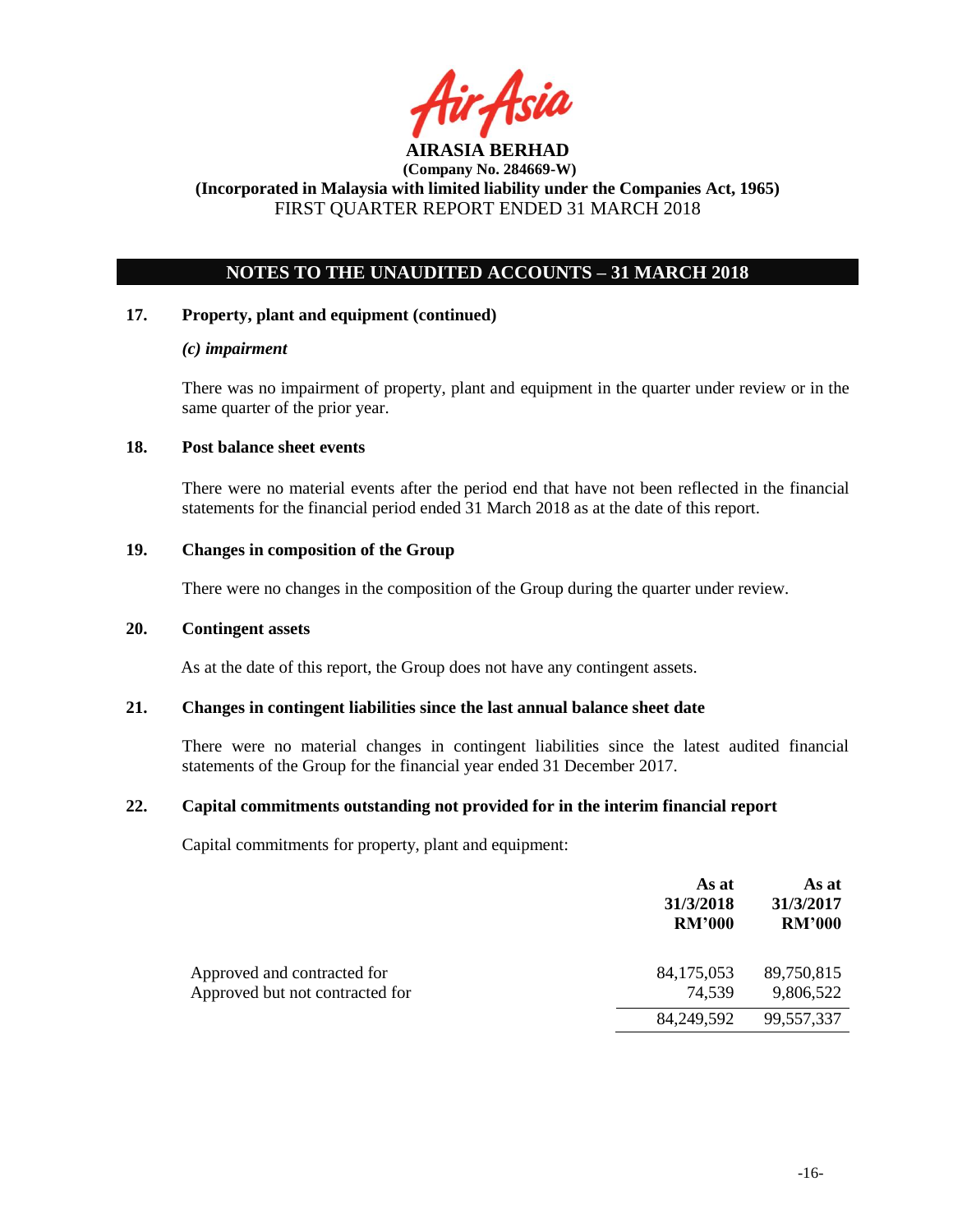**AIRASIA BERHAD**
**(Company No. 284669-W)**
**(Incorporated in Malaysia with limited liability under the Companies Act, 1965)**
FIRST QUARTER REPORT ENDED 31 MARCH 2018

## NOTES TO THE UNAUDITED ACCOUNTS – 31 MARCH 2018

### 17. Property, plant and equipment (continued)

***(c) impairment***

There was no impairment of property, plant and equipment in the quarter under review or in the same quarter of the prior year.

### 18. Post balance sheet events

There were no material events after the period end that have not been reflected in the financial statements for the financial period ended 31 March 2018 as at the date of this report.

### 19. Changes in composition of the Group

There were no changes in the composition of the Group during the quarter under review.

### 20. Contingent assets

As at the date of this report, the Group does not have any contingent assets.

### 21. Changes in contingent liabilities since the last annual balance sheet date

There were no material changes in contingent liabilities since the latest audited financial statements of the Group for the financial year ended 31 December 2017.

### 22. Capital commitments outstanding not provided for in the interim financial report

Capital commitments for property, plant and equipment:

| | As at 31/3/2018 RM'000 | As at 31/3/2017 RM'000 |
|---|---|---|
| Approved and contracted for | 84,175,053 | 89,750,815 |
| Approved but not contracted for | 74,539 | 9,806,522 |
| | 84,249,592 | 99,557,337 |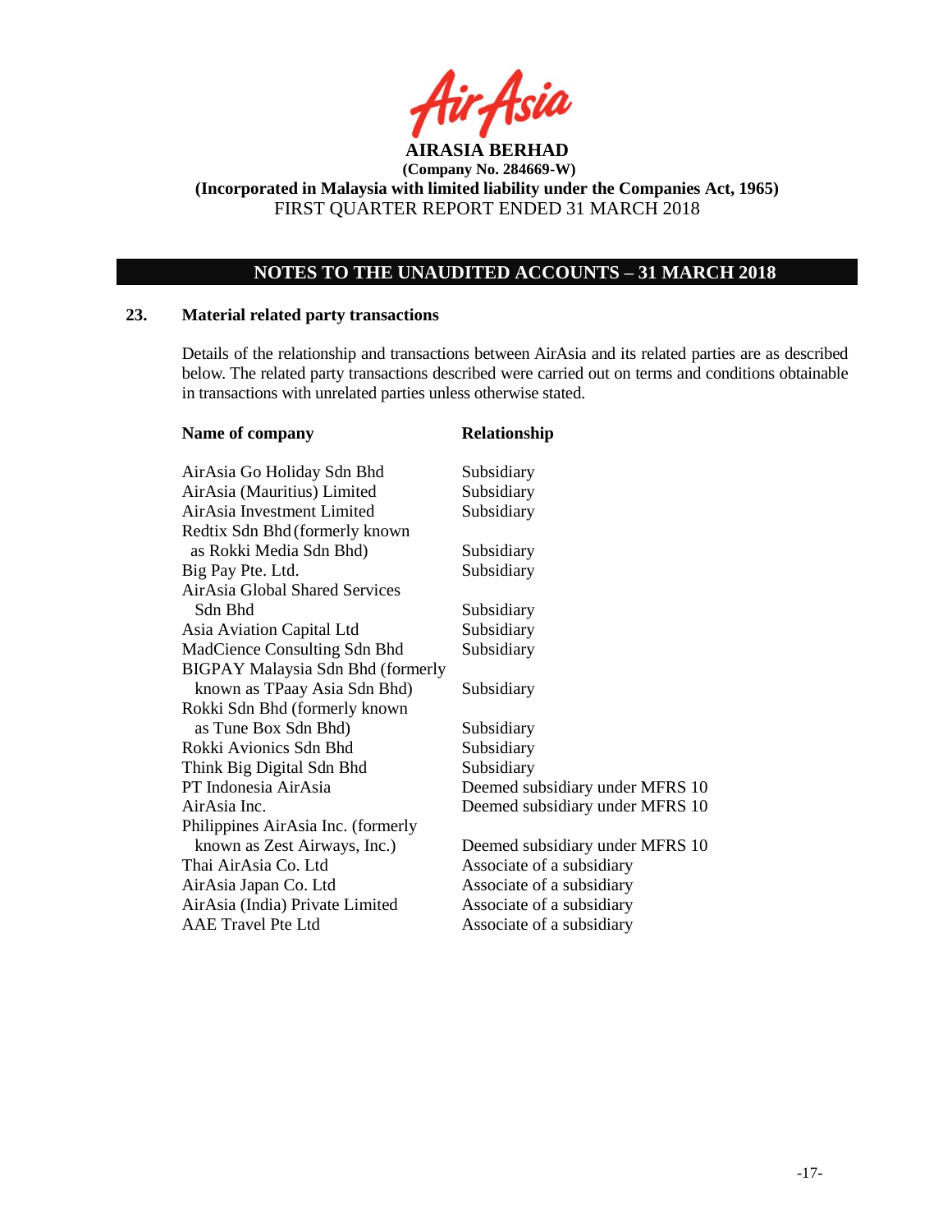**AIRASIA BERHAD**
**(Company No. 284669-W)**
**(Incorporated in Malaysia with limited liability under the Companies Act, 1965)**
FIRST QUARTER REPORT ENDED 31 MARCH 2018

## NOTES TO THE UNAUDITED ACCOUNTS – 31 MARCH 2018

### 23. Material related party transactions

Details of the relationship and transactions between AirAsia and its related parties are as described below. The related party transactions described were carried out on terms and conditions obtainable in transactions with unrelated parties unless otherwise stated.

| Name of company | Relationship |
|---|---|
| AirAsia Go Holiday Sdn Bhd | Subsidiary |
| AirAsia (Mauritius) Limited | Subsidiary |
| AirAsia Investment Limited | Subsidiary |
| Redtix Sdn Bhd (formerly known as Rokki Media Sdn Bhd) | Subsidiary |
| Big Pay Pte. Ltd. | Subsidiary |
| AirAsia Global Shared Services Sdn Bhd | Subsidiary |
| Asia Aviation Capital Ltd | Subsidiary |
| MadCience Consulting Sdn Bhd | Subsidiary |
| BIGPAY Malaysia Sdn Bhd (formerly known as TPaay Asia Sdn Bhd) | Subsidiary |
| Rokki Sdn Bhd (formerly known as Tune Box Sdn Bhd) | Subsidiary |
| Rokki Avionics Sdn Bhd | Subsidiary |
| Think Big Digital Sdn Bhd | Subsidiary |
| PT Indonesia AirAsia | Deemed subsidiary under MFRS 10 |
| AirAsia Inc. | Deemed subsidiary under MFRS 10 |
| Philippines AirAsia Inc. (formerly known as Zest Airways, Inc.) | Deemed subsidiary under MFRS 10 |
| Thai AirAsia Co. Ltd | Associate of a subsidiary |
| AirAsia Japan Co. Ltd | Associate of a subsidiary |
| AirAsia (India) Private Limited | Associate of a subsidiary |
| AAE Travel Pte Ltd | Associate of a subsidiary |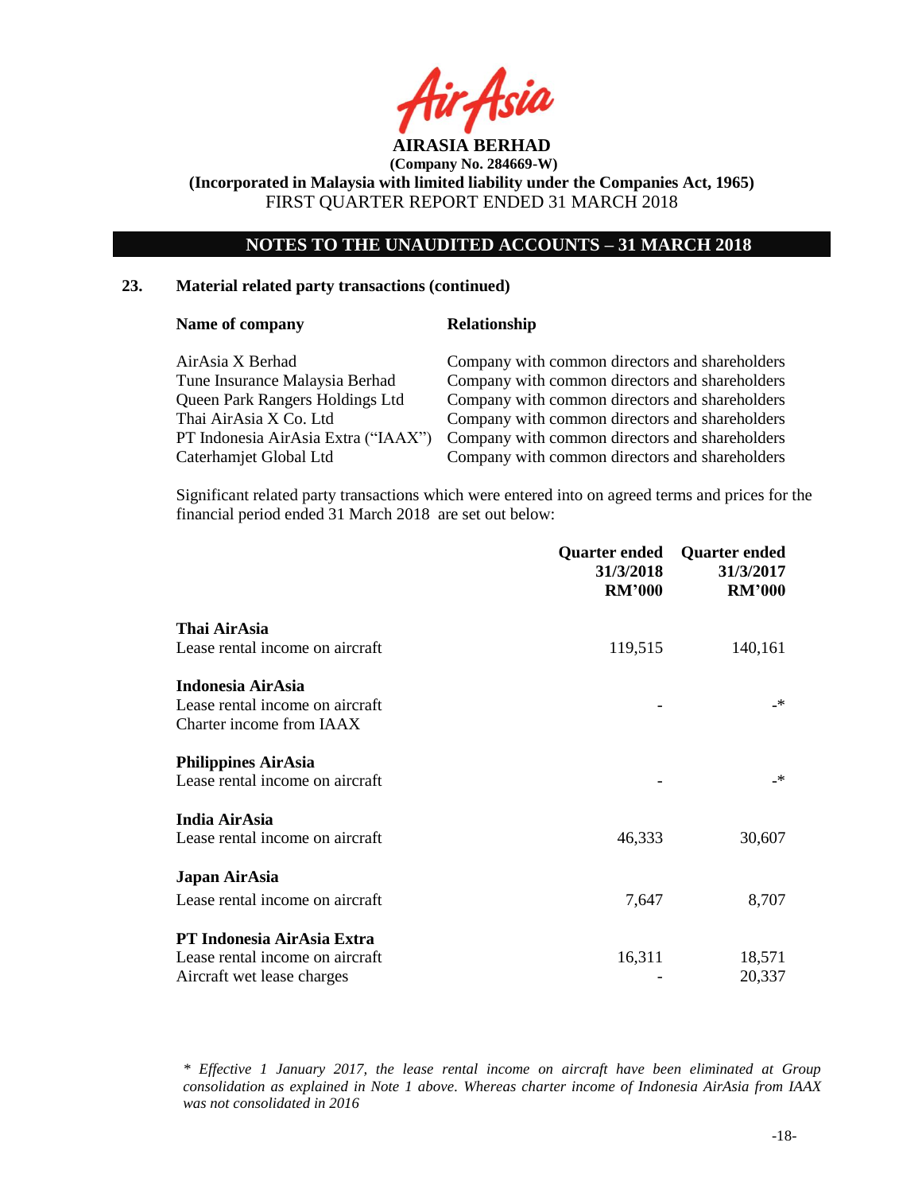# AIRASIA BERHAD

**(Company No. 284669-W)**

**(Incorporated in Malaysia with limited liability under the Companies Act, 1965)**

FIRST QUARTER REPORT ENDED 31 MARCH 2018

## NOTES TO THE UNAUDITED ACCOUNTS – 31 MARCH 2018

### 23. Material related party transactions (continued)

| Name of company | Relationship |
|---|---|
| AirAsia X Berhad | Company with common directors and shareholders |
| Tune Insurance Malaysia Berhad | Company with common directors and shareholders |
| Queen Park Rangers Holdings Ltd | Company with common directors and shareholders |
| Thai AirAsia X Co. Ltd | Company with common directors and shareholders |
| PT Indonesia AirAsia Extra ("IAAX") | Company with common directors and shareholders |
| Caterhamjet Global Ltd | Company with common directors and shareholders |

Significant related party transactions which were entered into on agreed terms and prices for the financial period ended 31 March 2018 are set out below:

| | Quarter ended 31/3/2018 RM'000 | Quarter ended 31/3/2017 RM'000 |
|---|---|---|
| **Thai AirAsia** | | |
| Lease rental income on aircraft | 119,515 | 140,161 |
| **Indonesia AirAsia** | | |
| Lease rental income on aircraft | - | -* |
| Charter income from IAAX | | |
| **Philippines AirAsia** | | |
| Lease rental income on aircraft | - | -* |
| **India AirAsia** | | |
| Lease rental income on aircraft | 46,333 | 30,607 |
| **Japan AirAsia** | | |
| Lease rental income on aircraft | 7,647 | 8,707 |
| **PT Indonesia AirAsia Extra** | | |
| Lease rental income on aircraft | 16,311 | 18,571 |
| Aircraft wet lease charges | - | 20,337 |

*\* Effective 1 January 2017, the lease rental income on aircraft have been eliminated at Group consolidation as explained in Note 1 above. Whereas charter income of Indonesia AirAsia from IAAX was not consolidated in 2016*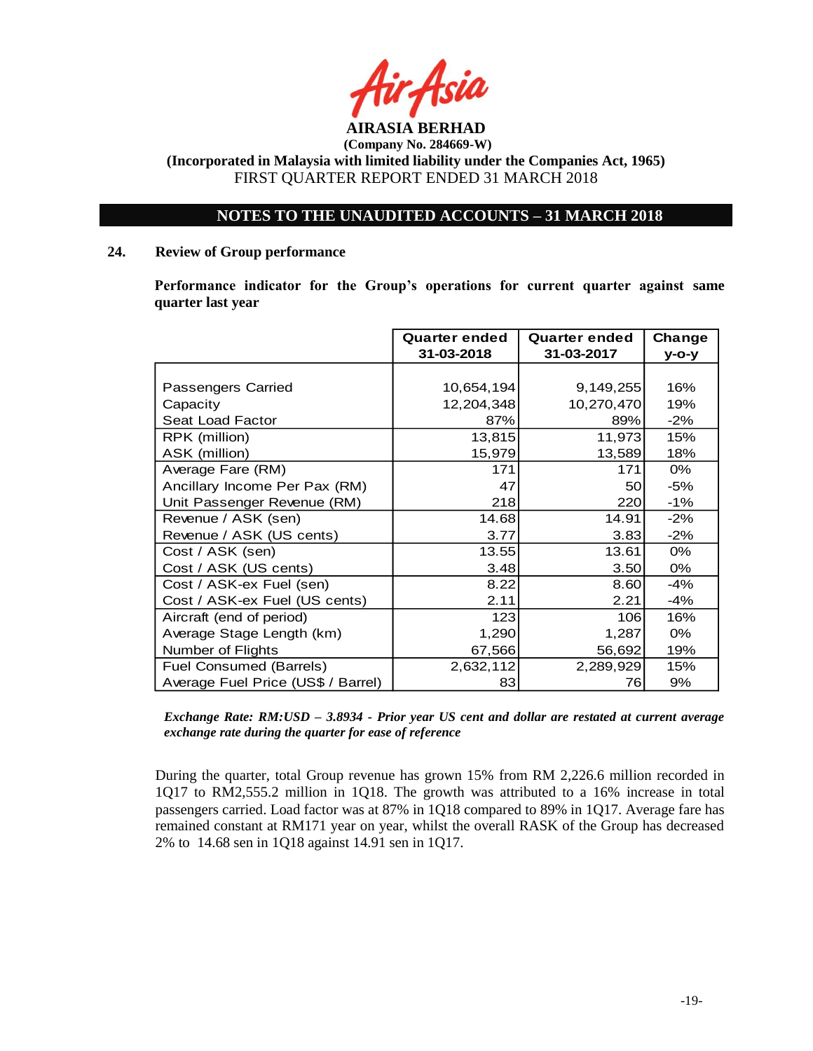**AIRASIA BERHAD**

**(Company No. 284669-W)**

**(Incorporated in Malaysia with limited liability under the Companies Act, 1965)**

FIRST QUARTER REPORT ENDED 31 MARCH 2018

## NOTES TO THE UNAUDITED ACCOUNTS – 31 MARCH 2018

### 24. Review of Group performance

**Performance indicator for the Group's operations for current quarter against same quarter last year**

| | Quarter ended 31-03-2018 | Quarter ended 31-03-2017 | Change y-o-y |
|---|---|---|---|
| Passengers Carried | 10,654,194 | 9,149,255 | 16% |
| Capacity | 12,204,348 | 10,270,470 | 19% |
| Seat Load Factor | 87% | 89% | -2% |
| RPK (million) | 13,815 | 11,973 | 15% |
| ASK (million) | 15,979 | 13,589 | 18% |
| Average Fare (RM) | 171 | 171 | 0% |
| Ancillary Income Per Pax (RM) | 47 | 50 | -5% |
| Unit Passenger Revenue (RM) | 218 | 220 | -1% |
| Revenue / ASK (sen) | 14.68 | 14.91 | -2% |
| Revenue / ASK (US cents) | 3.77 | 3.83 | -2% |
| Cost / ASK (sen) | 13.55 | 13.61 | 0% |
| Cost / ASK (US cents) | 3.48 | 3.50 | 0% |
| Cost / ASK-ex Fuel (sen) | 8.22 | 8.60 | -4% |
| Cost / ASK-ex Fuel (US cents) | 2.11 | 2.21 | -4% |
| Aircraft (end of period) | 123 | 106 | 16% |
| Average Stage Length (km) | 1,290 | 1,287 | 0% |
| Number of Flights | 67,566 | 56,692 | 19% |
| Fuel Consumed (Barrels) | 2,632,112 | 2,289,929 | 15% |
| Average Fuel Price (US$ / Barrel) | 83 | 76 | 9% |

***Exchange Rate: RM:USD – 3.8934 - Prior year US cent and dollar are restated at current average exchange rate during the quarter for ease of reference***

During the quarter, total Group revenue has grown 15% from RM 2,226.6 million recorded in 1Q17 to RM2,555.2 million in 1Q18. The growth was attributed to a 16% increase in total passengers carried. Load factor was at 87% in 1Q18 compared to 89% in 1Q17. Average fare has remained constant at RM171 year on year, whilst the overall RASK of the Group has decreased 2% to 14.68 sen in 1Q18 against 14.91 sen in 1Q17.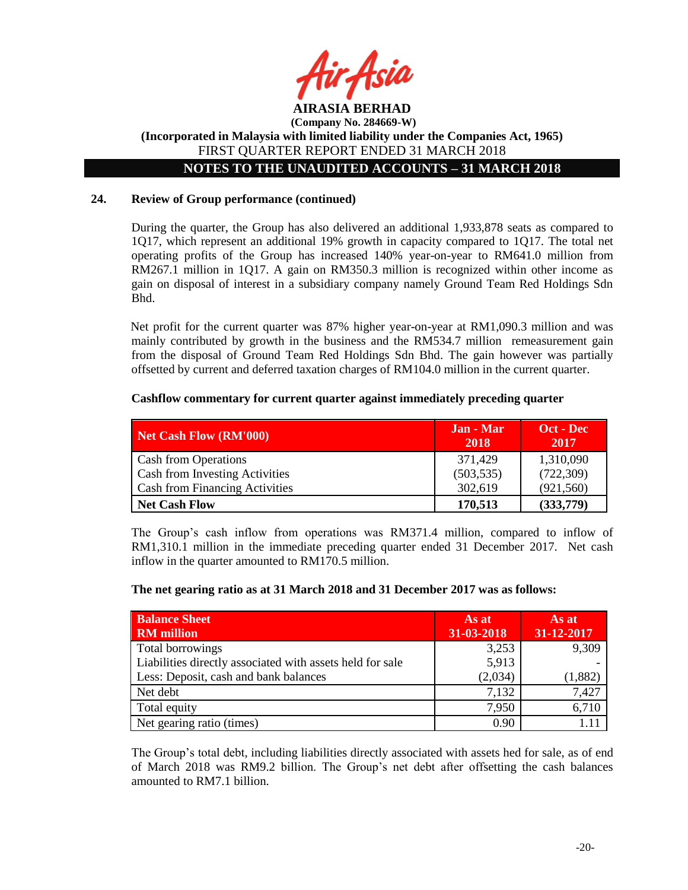## 24. Review of Group performance (continued)

During the quarter, the Group has also delivered an additional 1,933,878 seats as compared to 1Q17, which represent an additional 19% growth in capacity compared to 1Q17. The total net operating profits of the Group has increased 140% year-on-year to RM641.0 million from RM267.1 million in 1Q17. A gain on RM350.3 million is recognized within other income as gain on disposal of interest in a subsidiary company namely Ground Team Red Holdings Sdn Bhd.

Net profit for the current quarter was 87% higher year-on-year at RM1,090.3 million and was mainly contributed by growth in the business and the RM534.7 million remeasurement gain from the disposal of Ground Team Red Holdings Sdn Bhd. The gain however was partially offsetted by current and deferred taxation charges of RM104.0 million in the current quarter.

**Cashflow commentary for current quarter against immediately preceding quarter**

| Net Cash Flow (RM'000) | Jan - Mar 2018 | Oct - Dec 2017 |
|---|---|---|
| Cash from Operations | 371,429 | 1,310,090 |
| Cash from Investing Activities | (503,535) | (722,309) |
| Cash from Financing Activities | 302,619 | (921,560) |
| **Net Cash Flow** | **170,513** | **(333,779)** |

The Group's cash inflow from operations was RM371.4 million, compared to inflow of RM1,310.1 million in the immediate preceding quarter ended 31 December 2017. Net cash inflow in the quarter amounted to RM170.5 million.

**The net gearing ratio as at 31 March 2018 and 31 December 2017 was as follows:**

| Balance Sheet RM million | As at 31-03-2018 | As at 31-12-2017 |
|---|---|---|
| Total borrowings | 3,253 | 9,309 |
| Liabilities directly associated with assets held for sale | 5,913 | - |
| Less: Deposit, cash and bank balances | (2,034) | (1,882) |
| Net debt | 7,132 | 7,427 |
| Total equity | 7,950 | 6,710 |
| Net gearing ratio (times) | 0.90 | 1.11 |

The Group's total debt, including liabilities directly associated with assets hed for sale, as of end of March 2018 was RM9.2 billion. The Group's net debt after offsetting the cash balances amounted to RM7.1 billion.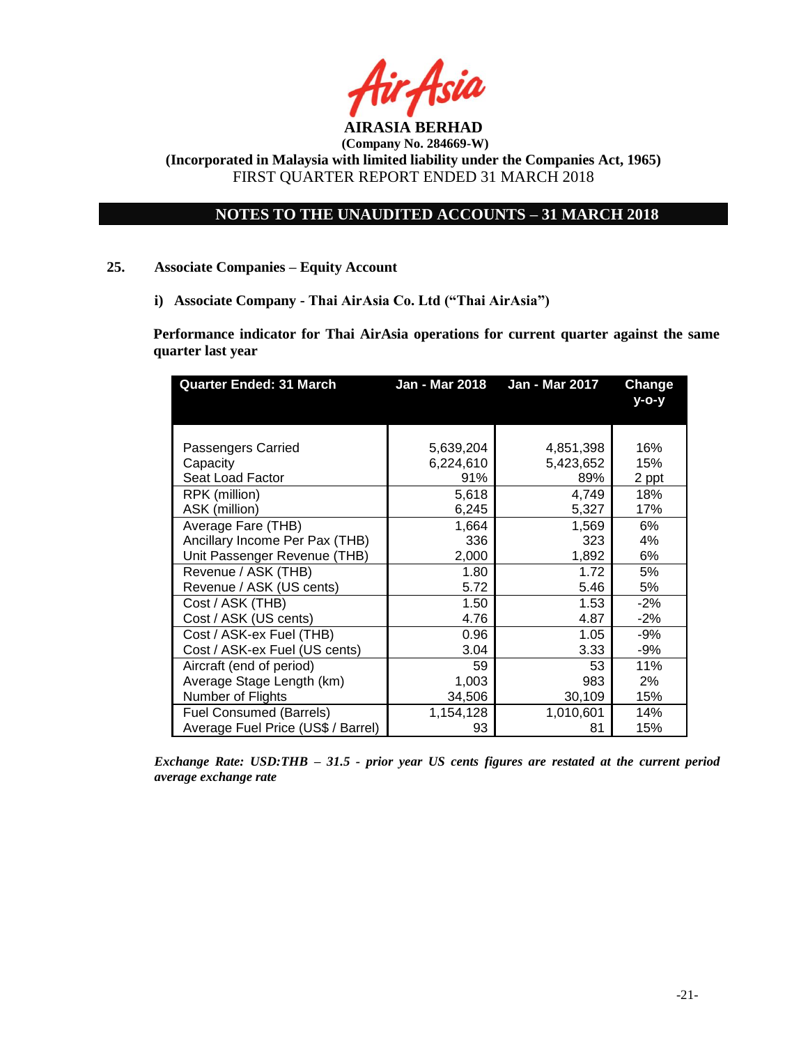**AIRASIA BERHAD**
**(Company No. 284669-W)**
**(Incorporated in Malaysia with limited liability under the Companies Act, 1965)**
FIRST QUARTER REPORT ENDED 31 MARCH 2018

## NOTES TO THE UNAUDITED ACCOUNTS – 31 MARCH 2018

### 25. Associate Companies – Equity Account

#### i) Associate Company - Thai AirAsia Co. Ltd ("Thai AirAsia")

**Performance indicator for Thai AirAsia operations for current quarter against the same quarter last year**

| Quarter Ended: 31 March | Jan - Mar 2018 | Jan - Mar 2017 | Change y-o-y |
|---|---|---|---|
| Passengers Carried | 5,639,204 | 4,851,398 | 16% |
| Capacity | 6,224,610 | 5,423,652 | 15% |
| Seat Load Factor | 91% | 89% | 2 ppt |
| RPK (million) | 5,618 | 4,749 | 18% |
| ASK (million) | 6,245 | 5,327 | 17% |
| Average Fare (THB) | 1,664 | 1,569 | 6% |
| Ancillary Income Per Pax (THB) | 336 | 323 | 4% |
| Unit Passenger Revenue (THB) | 2,000 | 1,892 | 6% |
| Revenue / ASK (THB) | 1.80 | 1.72 | 5% |
| Revenue / ASK (US cents) | 5.72 | 5.46 | 5% |
| Cost / ASK (THB) | 1.50 | 1.53 | -2% |
| Cost / ASK (US cents) | 4.76 | 4.87 | -2% |
| Cost / ASK-ex Fuel (THB) | 0.96 | 1.05 | -9% |
| Cost / ASK-ex Fuel (US cents) | 3.04 | 3.33 | -9% |
| Aircraft (end of period) | 59 | 53 | 11% |
| Average Stage Length (km) | 1,003 | 983 | 2% |
| Number of Flights | 34,506 | 30,109 | 15% |
| Fuel Consumed (Barrels) | 1,154,128 | 1,010,601 | 14% |
| Average Fuel Price (US$ / Barrel) | 93 | 81 | 15% |

***Exchange Rate: USD:THB – 31.5 - prior year US cents figures are restated at the current period average exchange rate***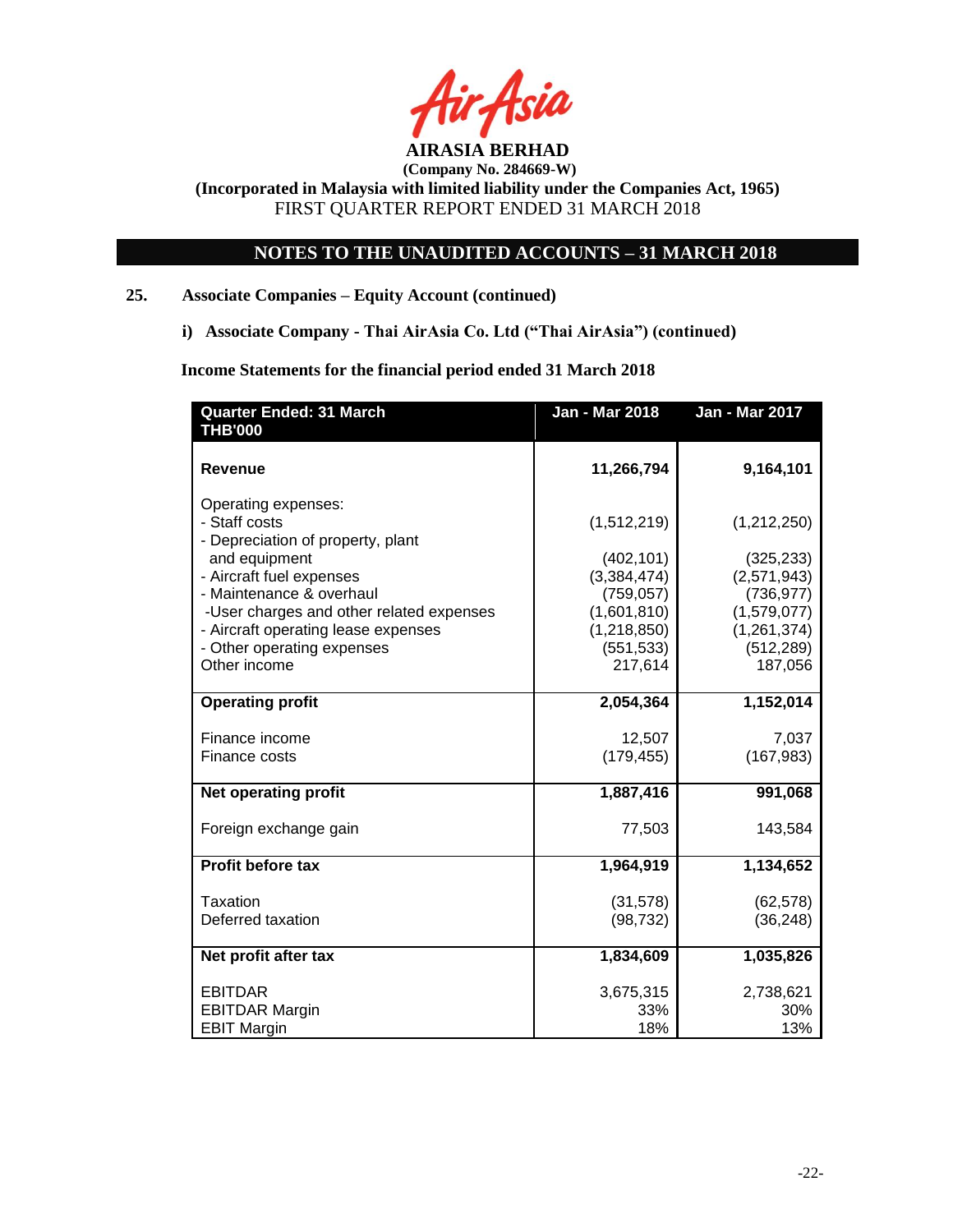**AIRASIA BERHAD**
**(Company No. 284669-W)**
**(Incorporated in Malaysia with limited liability under the Companies Act, 1965)**
FIRST QUARTER REPORT ENDED 31 MARCH 2018

## NOTES TO THE UNAUDITED ACCOUNTS – 31 MARCH 2018

### 25. Associate Companies – Equity Account (continued)

**i) Associate Company - Thai AirAsia Co. Ltd ("Thai AirAsia") (continued)**

**Income Statements for the financial period ended 31 March 2018**

| Quarter Ended: 31 March THB'000 | Jan - Mar 2018 | Jan - Mar 2017 |
|---|---|---|
| **Revenue** | **11,266,794** | **9,164,101** |
| Operating expenses: | | |
| - Staff costs | (1,512,219) | (1,212,250) |
| - Depreciation of property, plant and equipment | (402,101) | (325,233) |
| - Aircraft fuel expenses | (3,384,474) | (2,571,943) |
| - Maintenance & overhaul | (759,057) | (736,977) |
| -User charges and other related expenses | (1,601,810) | (1,579,077) |
| - Aircraft operating lease expenses | (1,218,850) | (1,261,374) |
| - Other operating expenses | (551,533) | (512,289) |
| Other income | 217,614 | 187,056 |
| **Operating profit** | **2,054,364** | **1,152,014** |
| Finance income | 12,507 | 7,037 |
| Finance costs | (179,455) | (167,983) |
| **Net operating profit** | **1,887,416** | **991,068** |
| Foreign exchange gain | 77,503 | 143,584 |
| **Profit before tax** | **1,964,919** | **1,134,652** |
| Taxation | (31,578) | (62,578) |
| Deferred taxation | (98,732) | (36,248) |
| **Net profit after tax** | **1,834,609** | **1,035,826** |
| EBITDAR | 3,675,315 | 2,738,621 |
| EBITDAR Margin | 33% | 30% |
| EBIT Margin | 18% | 13% |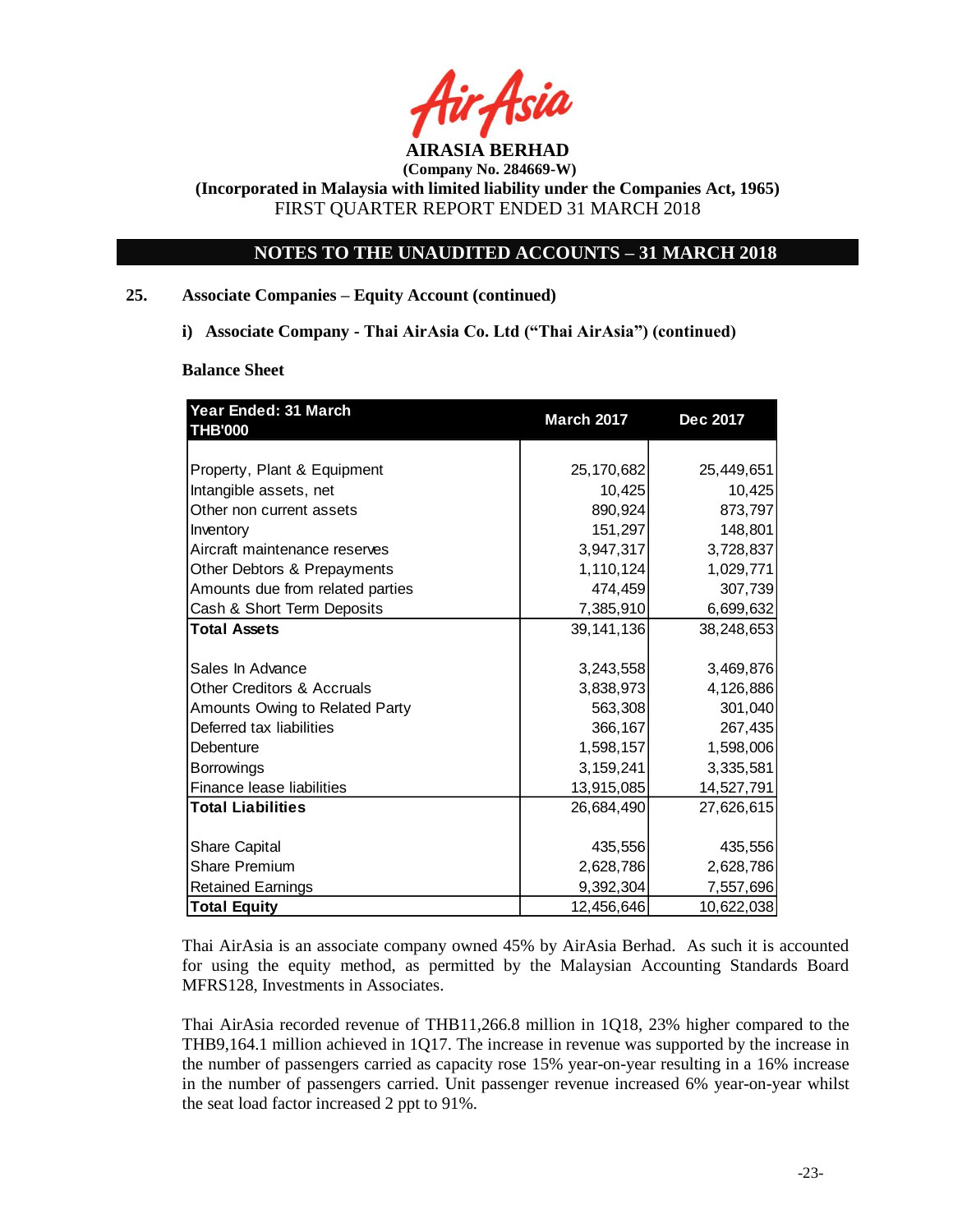**AIRASIA BERHAD**
**(Company No. 284669-W)**
**(Incorporated in Malaysia with limited liability under the Companies Act, 1965)**
FIRST QUARTER REPORT ENDED 31 MARCH 2018

**NOTES TO THE UNAUDITED ACCOUNTS – 31 MARCH 2018**

**25. Associate Companies – Equity Account (continued)**

**i) Associate Company - Thai AirAsia Co. Ltd ("Thai AirAsia") (continued)**

**Balance Sheet**

| Year Ended: 31 March THB'000 | March 2017 | Dec 2017 |
|---|---|---|
| Property, Plant & Equipment | 25,170,682 | 25,449,651 |
| Intangible assets, net | 10,425 | 10,425 |
| Other non current assets | 890,924 | 873,797 |
| Inventory | 151,297 | 148,801 |
| Aircraft maintenance reserves | 3,947,317 | 3,728,837 |
| Other Debtors & Prepayments | 1,110,124 | 1,029,771 |
| Amounts due from related parties | 474,459 | 307,739 |
| Cash & Short Term Deposits | 7,385,910 | 6,699,632 |
| **Total Assets** | 39,141,136 | 38,248,653 |
| | | |
| Sales In Advance | 3,243,558 | 3,469,876 |
| Other Creditors & Accruals | 3,838,973 | 4,126,886 |
| Amounts Owing to Related Party | 563,308 | 301,040 |
| Deferred tax liabilities | 366,167 | 267,435 |
| Debenture | 1,598,157 | 1,598,006 |
| Borrowings | 3,159,241 | 3,335,581 |
| Finance lease liabilities | 13,915,085 | 14,527,791 |
| **Total Liabilities** | 26,684,490 | 27,626,615 |
| | | |
| Share Capital | 435,556 | 435,556 |
| Share Premium | 2,628,786 | 2,628,786 |
| Retained Earnings | 9,392,304 | 7,557,696 |
| **Total Equity** | 12,456,646 | 10,622,038 |

Thai AirAsia is an associate company owned 45% by AirAsia Berhad. As such it is accounted for using the equity method, as permitted by the Malaysian Accounting Standards Board MFRS128, Investments in Associates.

Thai AirAsia recorded revenue of THB11,266.8 million in 1Q18, 23% higher compared to the THB9,164.1 million achieved in 1Q17. The increase in revenue was supported by the increase in the number of passengers carried as capacity rose 15% year-on-year resulting in a 16% increase in the number of passengers carried. Unit passenger revenue increased 6% year-on-year whilst the seat load factor increased 2 ppt to 91%.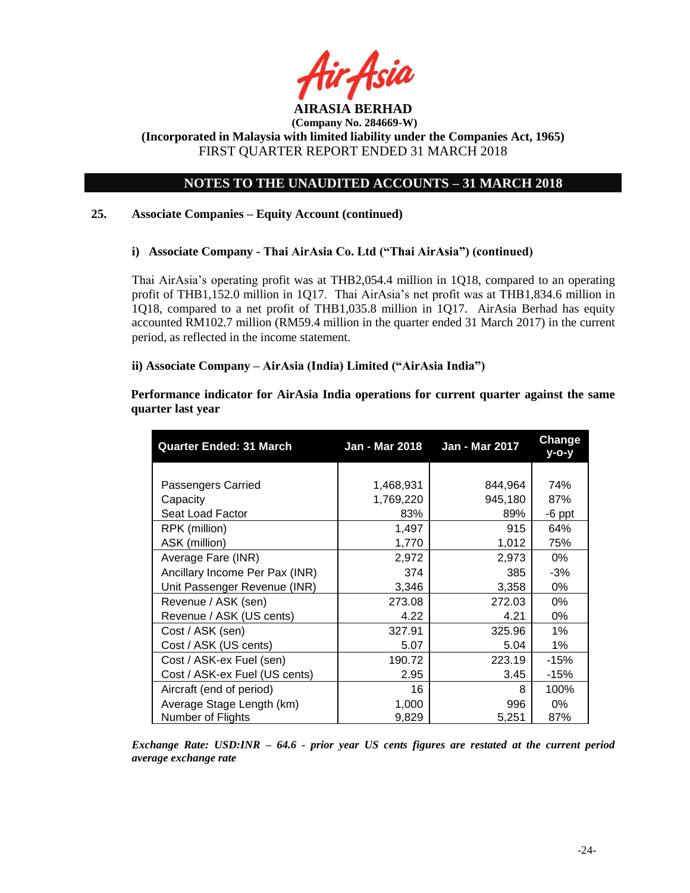**AIRASIA BERHAD**
**(Company No. 284669-W)**
**(Incorporated in Malaysia with limited liability under the Companies Act, 1965)**
FIRST QUARTER REPORT ENDED 31 MARCH 2018

## NOTES TO THE UNAUDITED ACCOUNTS – 31 MARCH 2018

### 25. Associate Companies – Equity Account (continued)

#### i) Associate Company - Thai AirAsia Co. Ltd ("Thai AirAsia") (continued)

Thai AirAsia's operating profit was at THB2,054.4 million in 1Q18, compared to an operating profit of THB1,152.0 million in 1Q17. Thai AirAsia's net profit was at THB1,834.6 million in 1Q18, compared to a net profit of THB1,035.8 million in 1Q17. AirAsia Berhad has equity accounted RM102.7 million (RM59.4 million in the quarter ended 31 March 2017) in the current period, as reflected in the income statement.

#### ii) Associate Company – AirAsia (India) Limited ("AirAsia India")

**Performance indicator for AirAsia India operations for current quarter against the same quarter last year**

| Quarter Ended: 31 March | Jan - Mar 2018 | Jan - Mar 2017 | Change y-o-y |
|---|---|---|---|
| Passengers Carried | 1,468,931 | 844,964 | 74% |
| Capacity | 1,769,220 | 945,180 | 87% |
| Seat Load Factor | 83% | 89% | -6 ppt |
| RPK (million) | 1,497 | 915 | 64% |
| ASK (million) | 1,770 | 1,012 | 75% |
| Average Fare (INR) | 2,972 | 2,973 | 0% |
| Ancillary Income Per Pax (INR) | 374 | 385 | -3% |
| Unit Passenger Revenue (INR) | 3,346 | 3,358 | 0% |
| Revenue / ASK (sen) | 273.08 | 272.03 | 0% |
| Revenue / ASK (US cents) | 4.22 | 4.21 | 0% |
| Cost / ASK (sen) | 327.91 | 325.96 | 1% |
| Cost / ASK (US cents) | 5.07 | 5.04 | 1% |
| Cost / ASK-ex Fuel (sen) | 190.72 | 223.19 | -15% |
| Cost / ASK-ex Fuel (US cents) | 2.95 | 3.45 | -15% |
| Aircraft (end of period) | 16 | 8 | 100% |
| Average Stage Length (km) | 1,000 | 996 | 0% |
| Number of Flights | 9,829 | 5,251 | 87% |

*Exchange Rate: USD:INR – 64.6 - prior year US cents figures are restated at the current period average exchange rate*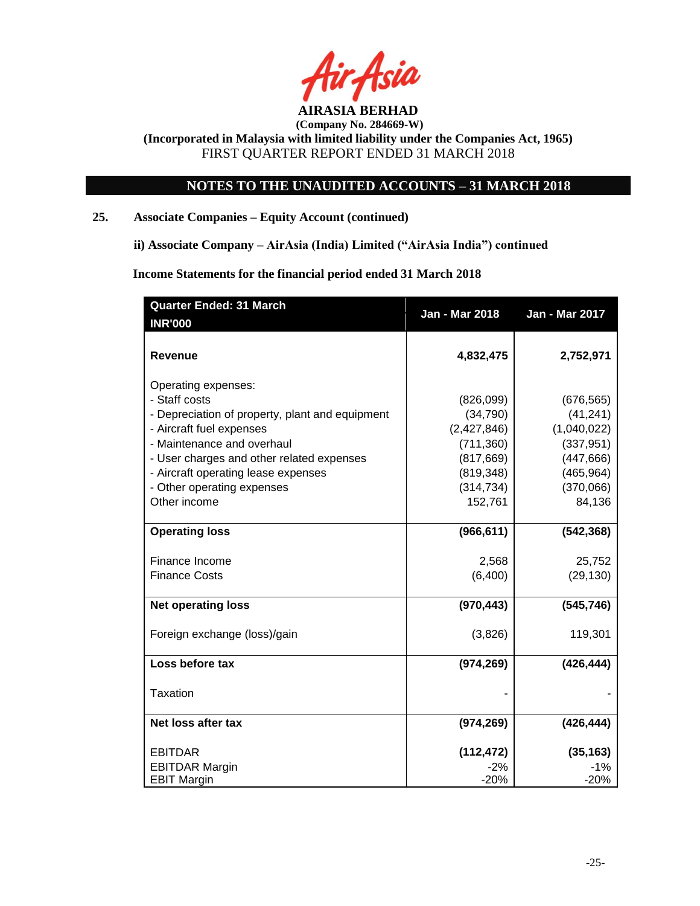**AIRASIA BERHAD**
**(Company No. 284669-W)**
**(Incorporated in Malaysia with limited liability under the Companies Act, 1965)**
FIRST QUARTER REPORT ENDED 31 MARCH 2018

## NOTES TO THE UNAUDITED ACCOUNTS – 31 MARCH 2018

### 25. Associate Companies – Equity Account (continued)

**ii) Associate Company – AirAsia (India) Limited ("AirAsia India") continued**

**Income Statements for the financial period ended 31 March 2018**

| Quarter Ended: 31 March<br>INR'000 | Jan - Mar 2018 | Jan - Mar 2017 |
|---|---|---|
| **Revenue** | **4,832,475** | **2,752,971** |
| Operating expenses: | | |
| - Staff costs | (826,099) | (676,565) |
| - Depreciation of property, plant and equipment | (34,790) | (41,241) |
| - Aircraft fuel expenses | (2,427,846) | (1,040,022) |
| - Maintenance and overhaul | (711,360) | (337,951) |
| - User charges and other related expenses | (817,669) | (447,666) |
| - Aircraft operating lease expenses | (819,348) | (465,964) |
| - Other operating expenses | (314,734) | (370,066) |
| Other income | 152,761 | 84,136 |
| **Operating loss** | **(966,611)** | **(542,368)** |
| Finance Income | 2,568 | 25,752 |
| Finance Costs | (6,400) | (29,130) |
| **Net operating loss** | **(970,443)** | **(545,746)** |
| Foreign exchange (loss)/gain | (3,826) | 119,301 |
| **Loss before tax** | **(974,269)** | **(426,444)** |
| Taxation | - | - |
| **Net loss after tax** | **(974,269)** | **(426,444)** |
| EBITDAR | **(112,472)** | **(35,163)** |
| EBITDAR Margin | -2% | -1% |
| EBIT Margin | -20% | -20% |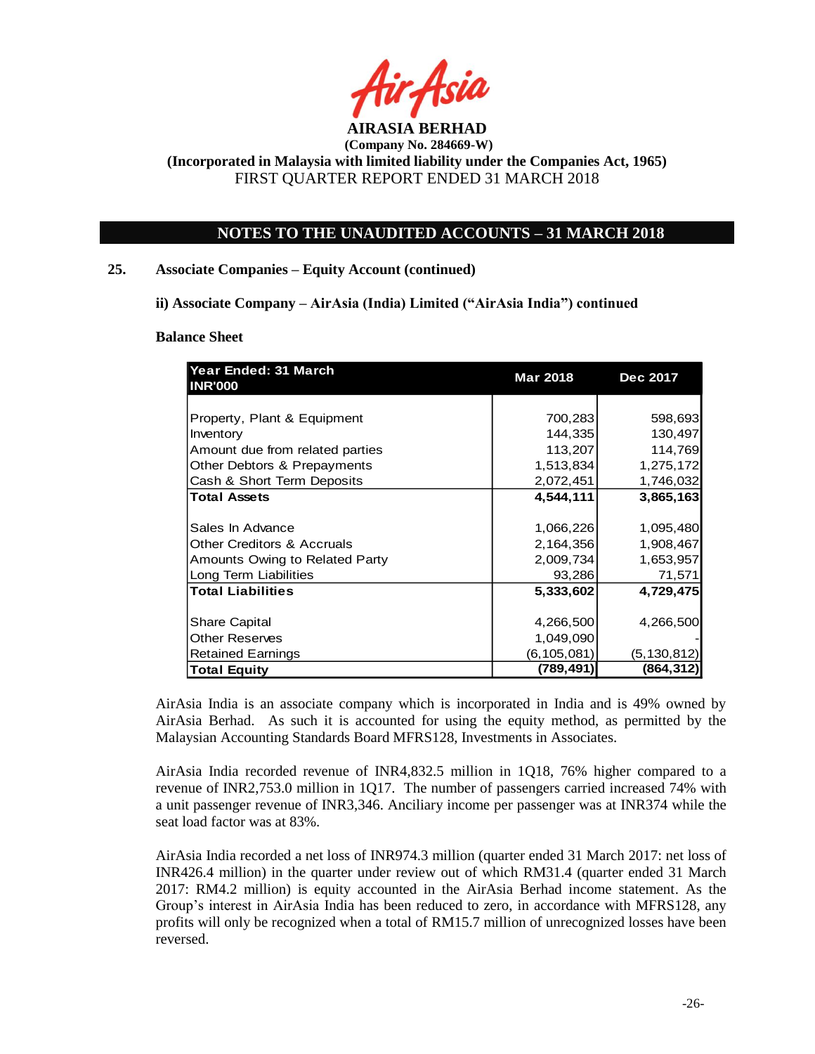# AIRASIA BERHAD

**(Company No. 284669-W)**

**(Incorporated in Malaysia with limited liability under the Companies Act, 1965)**

FIRST QUARTER REPORT ENDED 31 MARCH 2018

## NOTES TO THE UNAUDITED ACCOUNTS – 31 MARCH 2018

### 25. Associate Companies – Equity Account (continued)

**ii) Associate Company – AirAsia (India) Limited ("AirAsia India") continued**

**Balance Sheet**

| Year Ended: 31 March<br>INR'000 | Mar 2018 | Dec 2017 |
|---|---|---|
| Property, Plant & Equipment | 700,283 | 598,693 |
| Inventory | 144,335 | 130,497 |
| Amount due from related parties | 113,207 | 114,769 |
| Other Debtors & Prepayments | 1,513,834 | 1,275,172 |
| Cash & Short Term Deposits | 2,072,451 | 1,746,032 |
| **Total Assets** | **4,544,111** | **3,865,163** |
| Sales In Advance | 1,066,226 | 1,095,480 |
| Other Creditors & Accruals | 2,164,356 | 1,908,467 |
| Amounts Owing to Related Party | 2,009,734 | 1,653,957 |
| Long Term Liabilities | 93,286 | 71,571 |
| **Total Liabilities** | **5,333,602** | **4,729,475** |
| Share Capital | 4,266,500 | 4,266,500 |
| Other Reserves | 1,049,090 | - |
| Retained Earnings | (6,105,081) | (5,130,812) |
| **Total Equity** | **(789,491)** | **(864,312)** |

AirAsia India is an associate company which is incorporated in India and is 49% owned by AirAsia Berhad. As such it is accounted for using the equity method, as permitted by the Malaysian Accounting Standards Board MFRS128, Investments in Associates.

AirAsia India recorded revenue of INR4,832.5 million in 1Q18, 76% higher compared to a revenue of INR2,753.0 million in 1Q17. The number of passengers carried increased 74% with a unit passenger revenue of INR3,346. Anciliary income per passenger was at INR374 while the seat load factor was at 83%.

AirAsia India recorded a net loss of INR974.3 million (quarter ended 31 March 2017: net loss of INR426.4 million) in the quarter under review out of which RM31.4 (quarter ended 31 March 2017: RM4.2 million) is equity accounted in the AirAsia Berhad income statement. As the Group's interest in AirAsia India has been reduced to zero, in accordance with MFRS128, any profits will only be recognized when a total of RM15.7 million of unrecognized losses have been reversed.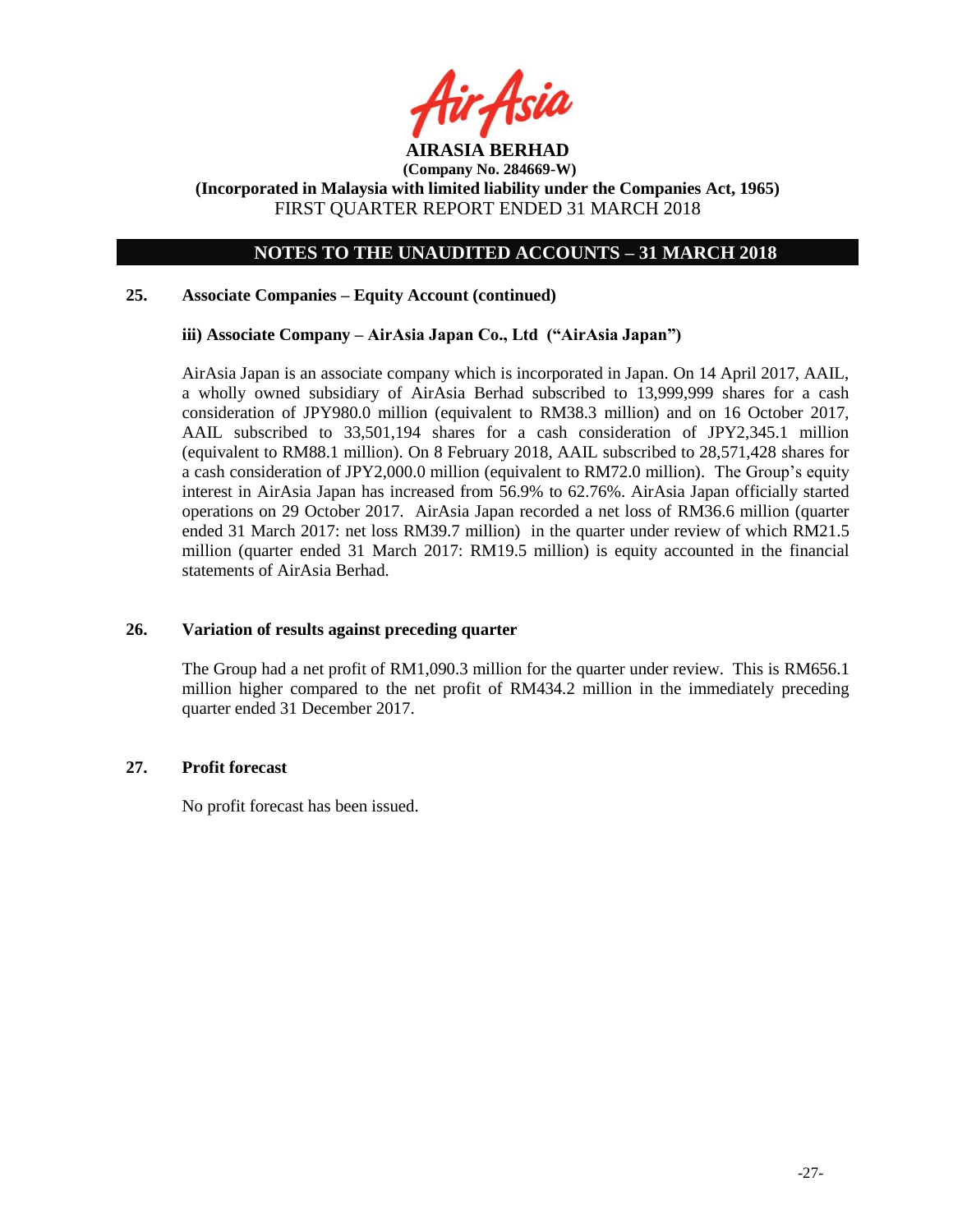## NOTES TO THE UNAUDITED ACCOUNTS – 31 MARCH 2018

### 25. Associate Companies – Equity Account (continued)

**iii) Associate Company – AirAsia Japan Co., Ltd ("AirAsia Japan")**

AirAsia Japan is an associate company which is incorporated in Japan. On 14 April 2017, AAIL, a wholly owned subsidiary of AirAsia Berhad subscribed to 13,999,999 shares for a cash consideration of JPY980.0 million (equivalent to RM38.3 million) and on 16 October 2017, AAIL subscribed to 33,501,194 shares for a cash consideration of JPY2,345.1 million (equivalent to RM88.1 million). On 8 February 2018, AAIL subscribed to 28,571,428 shares for a cash consideration of JPY2,000.0 million (equivalent to RM72.0 million). The Group's equity interest in AirAsia Japan has increased from 56.9% to 62.76%. AirAsia Japan officially started operations on 29 October 2017. AirAsia Japan recorded a net loss of RM36.6 million (quarter ended 31 March 2017: net loss RM39.7 million) in the quarter under review of which RM21.5 million (quarter ended 31 March 2017: RM19.5 million) is equity accounted in the financial statements of AirAsia Berhad.

### 26. Variation of results against preceding quarter

The Group had a net profit of RM1,090.3 million for the quarter under review. This is RM656.1 million higher compared to the net profit of RM434.2 million in the immediately preceding quarter ended 31 December 2017.

### 27. Profit forecast

No profit forecast has been issued.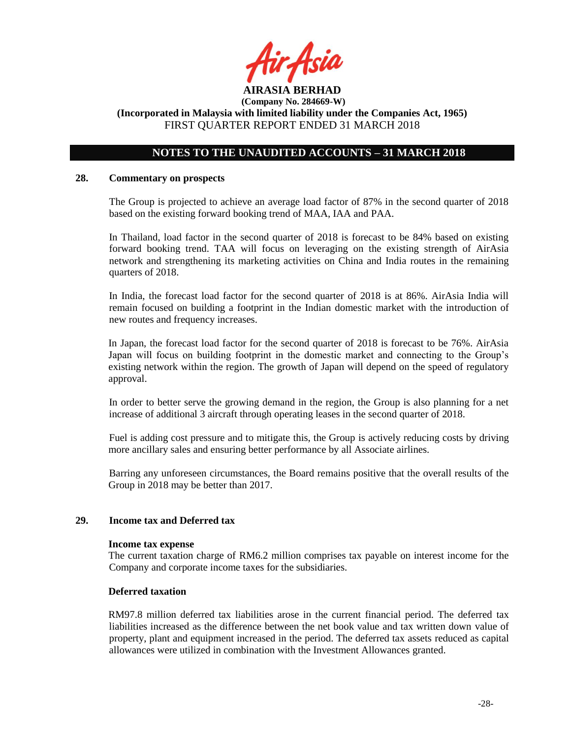## NOTES TO THE UNAUDITED ACCOUNTS – 31 MARCH 2018

### 28. Commentary on prospects

The Group is projected to achieve an average load factor of 87% in the second quarter of 2018 based on the existing forward booking trend of MAA, IAA and PAA.

In Thailand, load factor in the second quarter of 2018 is forecast to be 84% based on existing forward booking trend. TAA will focus on leveraging on the existing strength of AirAsia network and strengthening its marketing activities on China and India routes in the remaining quarters of 2018.

In India, the forecast load factor for the second quarter of 2018 is at 86%. AirAsia India will remain focused on building a footprint in the Indian domestic market with the introduction of new routes and frequency increases.

In Japan, the forecast load factor for the second quarter of 2018 is forecast to be 76%. AirAsia Japan will focus on building footprint in the domestic market and connecting to the Group's existing network within the region. The growth of Japan will depend on the speed of regulatory approval.

In order to better serve the growing demand in the region, the Group is also planning for a net increase of additional 3 aircraft through operating leases in the second quarter of 2018.

Fuel is adding cost pressure and to mitigate this, the Group is actively reducing costs by driving more ancillary sales and ensuring better performance by all Associate airlines.

Barring any unforeseen circumstances, the Board remains positive that the overall results of the Group in 2018 may be better than 2017.

### 29. Income tax and Deferred tax

**Income tax expense**

The current taxation charge of RM6.2 million comprises tax payable on interest income for the Company and corporate income taxes for the subsidiaries.

**Deferred taxation**

RM97.8 million deferred tax liabilities arose in the current financial period. The deferred tax liabilities increased as the difference between the net book value and tax written down value of property, plant and equipment increased in the period. The deferred tax assets reduced as capital allowances were utilized in combination with the Investment Allowances granted.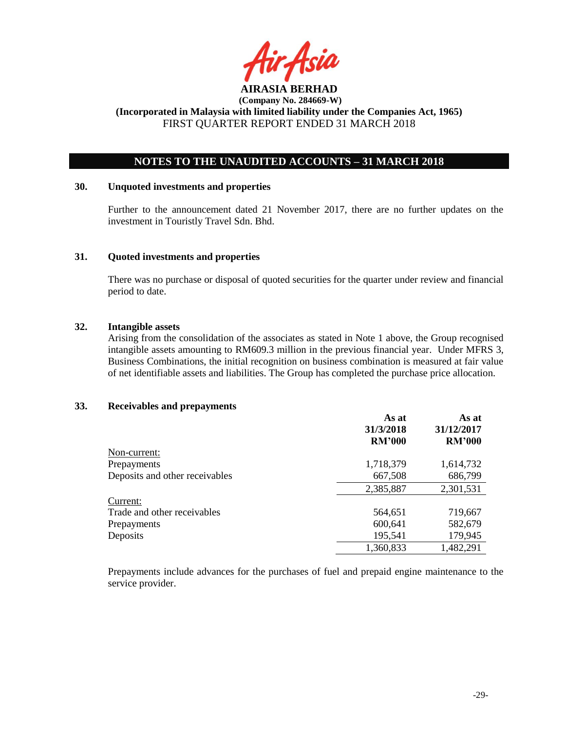AIRASIA BERHAD
(Company No. 284669-W)
(Incorporated in Malaysia with limited liability under the Companies Act, 1965)
FIRST QUARTER REPORT ENDED 31 MARCH 2018

## NOTES TO THE UNAUDITED ACCOUNTS – 31 MARCH 2018

### 30. Unquoted investments and properties

Further to the announcement dated 21 November 2017, there are no further updates on the investment in Touristly Travel Sdn. Bhd.

### 31. Quoted investments and properties

There was no purchase or disposal of quoted securities for the quarter under review and financial period to date.

### 32. Intangible assets

Arising from the consolidation of the associates as stated in Note 1 above, the Group recognised intangible assets amounting to RM609.3 million in the previous financial year. Under MFRS 3, Business Combinations, the initial recognition on business combination is measured at fair value of net identifiable assets and liabilities. The Group has completed the purchase price allocation.

### 33. Receivables and prepayments

| | As at 31/3/2018 RM'000 | As at 31/12/2017 RM'000 |
|---|---|---|
| Non-current: | | |
| Prepayments | 1,718,379 | 1,614,732 |
| Deposits and other receivables | 667,508 | 686,799 |
| | 2,385,887 | 2,301,531 |
| Current: | | |
| Trade and other receivables | 564,651 | 719,667 |
| Prepayments | 600,641 | 582,679 |
| Deposits | 195,541 | 179,945 |
| | 1,360,833 | 1,482,291 |

Prepayments include advances for the purchases of fuel and prepaid engine maintenance to the service provider.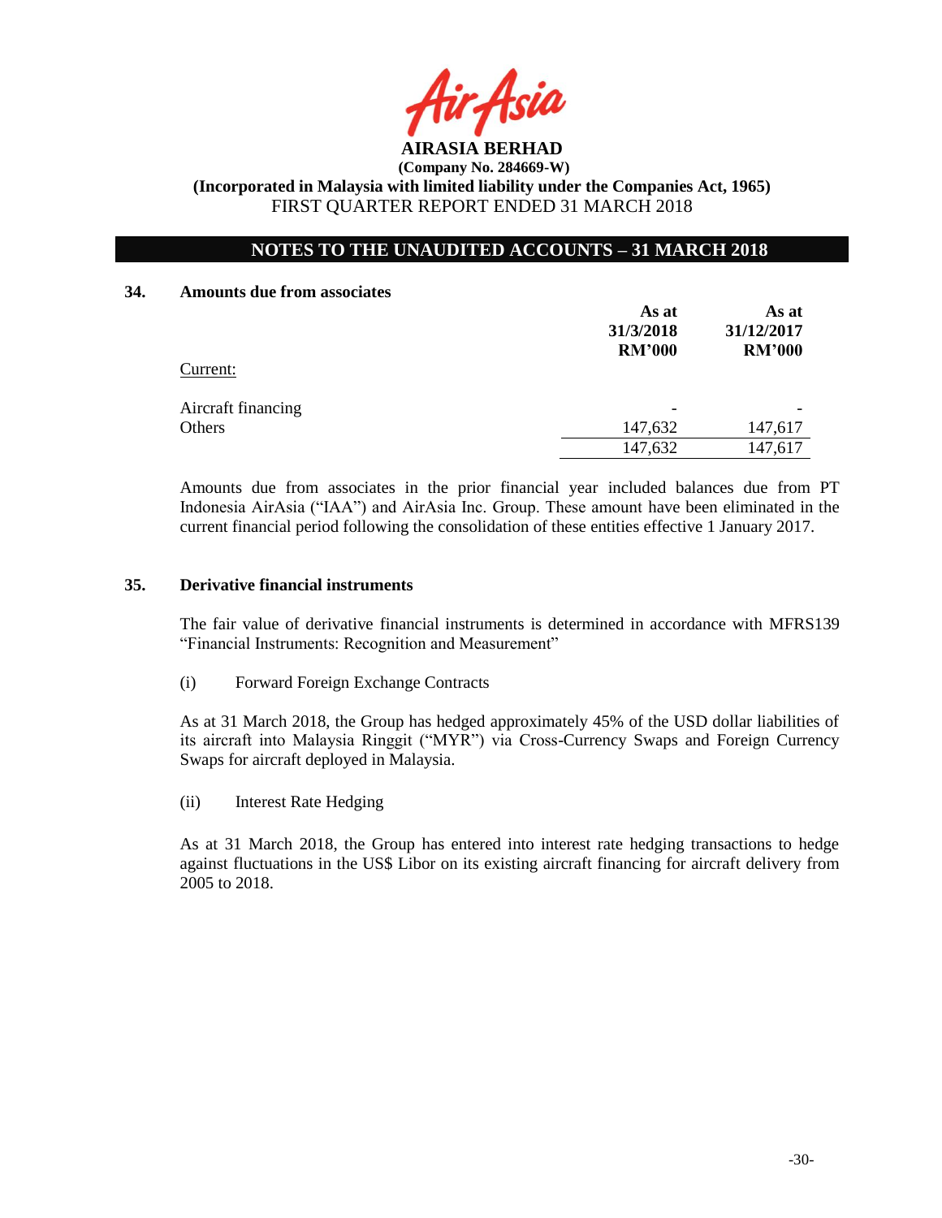**AIRASIA BERHAD**
**(Company No. 284669-W)**
**(Incorporated in Malaysia with limited liability under the Companies Act, 1965)**
FIRST QUARTER REPORT ENDED 31 MARCH 2018

## NOTES TO THE UNAUDITED ACCOUNTS – 31 MARCH 2018

### 34. Amounts due from associates

| | As at 31/3/2018 RM'000 | As at 31/12/2017 RM'000 |
|---|---|---|
| Current: | | |
| Aircraft financing | - | - |
| Others | 147,632 | 147,617 |
| | 147,632 | 147,617 |

Amounts due from associates in the prior financial year included balances due from PT Indonesia AirAsia ("IAA") and AirAsia Inc. Group. These amount have been eliminated in the current financial period following the consolidation of these entities effective 1 January 2017.

### 35. Derivative financial instruments

The fair value of derivative financial instruments is determined in accordance with MFRS139 "Financial Instruments: Recognition and Measurement"

(i) Forward Foreign Exchange Contracts

As at 31 March 2018, the Group has hedged approximately 45% of the USD dollar liabilities of its aircraft into Malaysia Ringgit ("MYR") via Cross-Currency Swaps and Foreign Currency Swaps for aircraft deployed in Malaysia.

(ii) Interest Rate Hedging

As at 31 March 2018, the Group has entered into interest rate hedging transactions to hedge against fluctuations in the US$ Libor on its existing aircraft financing for aircraft delivery from 2005 to 2018.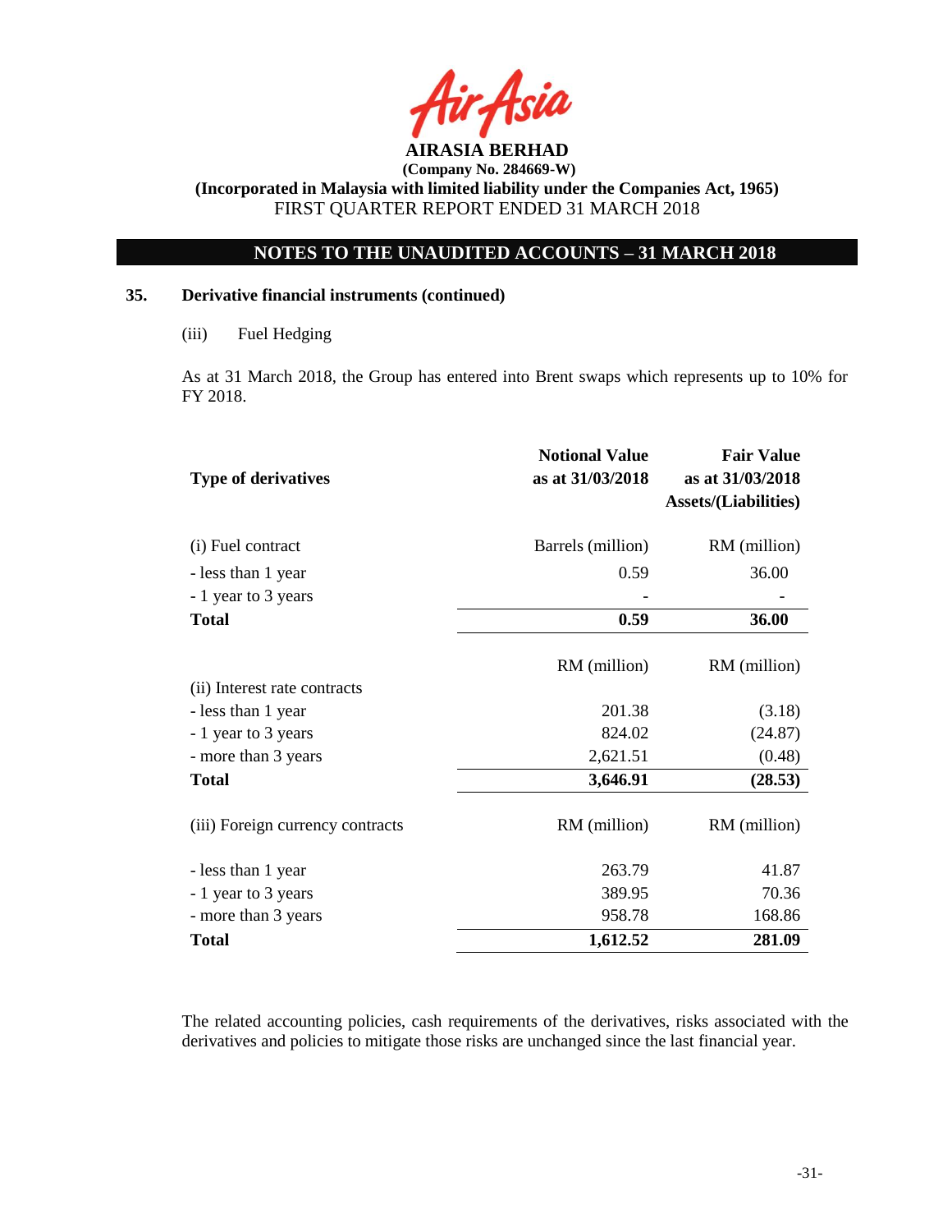# AIRASIA BERHAD

**(Company No. 284669-W)**

**(Incorporated in Malaysia with limited liability under the Companies Act, 1965)**

FIRST QUARTER REPORT ENDED 31 MARCH 2018

## NOTES TO THE UNAUDITED ACCOUNTS – 31 MARCH 2018

### 35. Derivative financial instruments (continued)

(iii) Fuel Hedging

As at 31 March 2018, the Group has entered into Brent swaps which represents up to 10% for FY 2018.

| Type of derivatives | Notional Value as at 31/03/2018 | Fair Value as at 31/03/2018 Assets/(Liabilities) |
|---|---|---|
| (i) Fuel contract | Barrels (million) | RM (million) |
| - less than 1 year | 0.59 | 36.00 |
| - 1 year to 3 years | - | - |
| **Total** | **0.59** | **36.00** |
| | RM (million) | RM (million) |
| (ii) Interest rate contracts | | |
| - less than 1 year | 201.38 | (3.18) |
| - 1 year to 3 years | 824.02 | (24.87) |
| - more than 3 years | 2,621.51 | (0.48) |
| **Total** | **3,646.91** | **(28.53)** |
| (iii) Foreign currency contracts | RM (million) | RM (million) |
| - less than 1 year | 263.79 | 41.87 |
| - 1 year to 3 years | 389.95 | 70.36 |
| - more than 3 years | 958.78 | 168.86 |
| **Total** | **1,612.52** | **281.09** |

The related accounting policies, cash requirements of the derivatives, risks associated with the derivatives and policies to mitigate those risks are unchanged since the last financial year.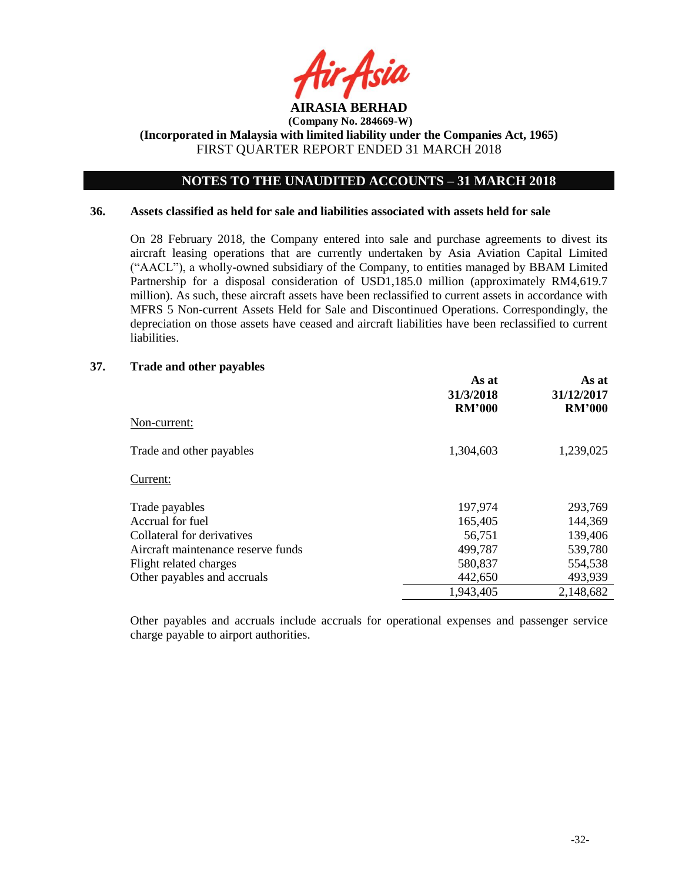## 36. Assets classified as held for sale and liabilities associated with assets held for sale

On 28 February 2018, the Company entered into sale and purchase agreements to divest its aircraft leasing operations that are currently undertaken by Asia Aviation Capital Limited ("AACL"), a wholly-owned subsidiary of the Company, to entities managed by BBAM Limited Partnership for a disposal consideration of USD1,185.0 million (approximately RM4,619.7 million). As such, these aircraft assets have been reclassified to current assets in accordance with MFRS 5 Non-current Assets Held for Sale and Discontinued Operations. Correspondingly, the depreciation on those assets have ceased and aircraft liabilities have been reclassified to current liabilities.

## 37. Trade and other payables

| | As at 31/3/2018 RM'000 | As at 31/12/2017 RM'000 |
|---|---|---|
| Non-current: | | |
| Trade and other payables | 1,304,603 | 1,239,025 |
| Current: | | |
| Trade payables | 197,974 | 293,769 |
| Accrual for fuel | 165,405 | 144,369 |
| Collateral for derivatives | 56,751 | 139,406 |
| Aircraft maintenance reserve funds | 499,787 | 539,780 |
| Flight related charges | 580,837 | 554,538 |
| Other payables and accruals | 442,650 | 493,939 |
| | 1,943,405 | 2,148,682 |

Other payables and accruals include accruals for operational expenses and passenger service charge payable to airport authorities.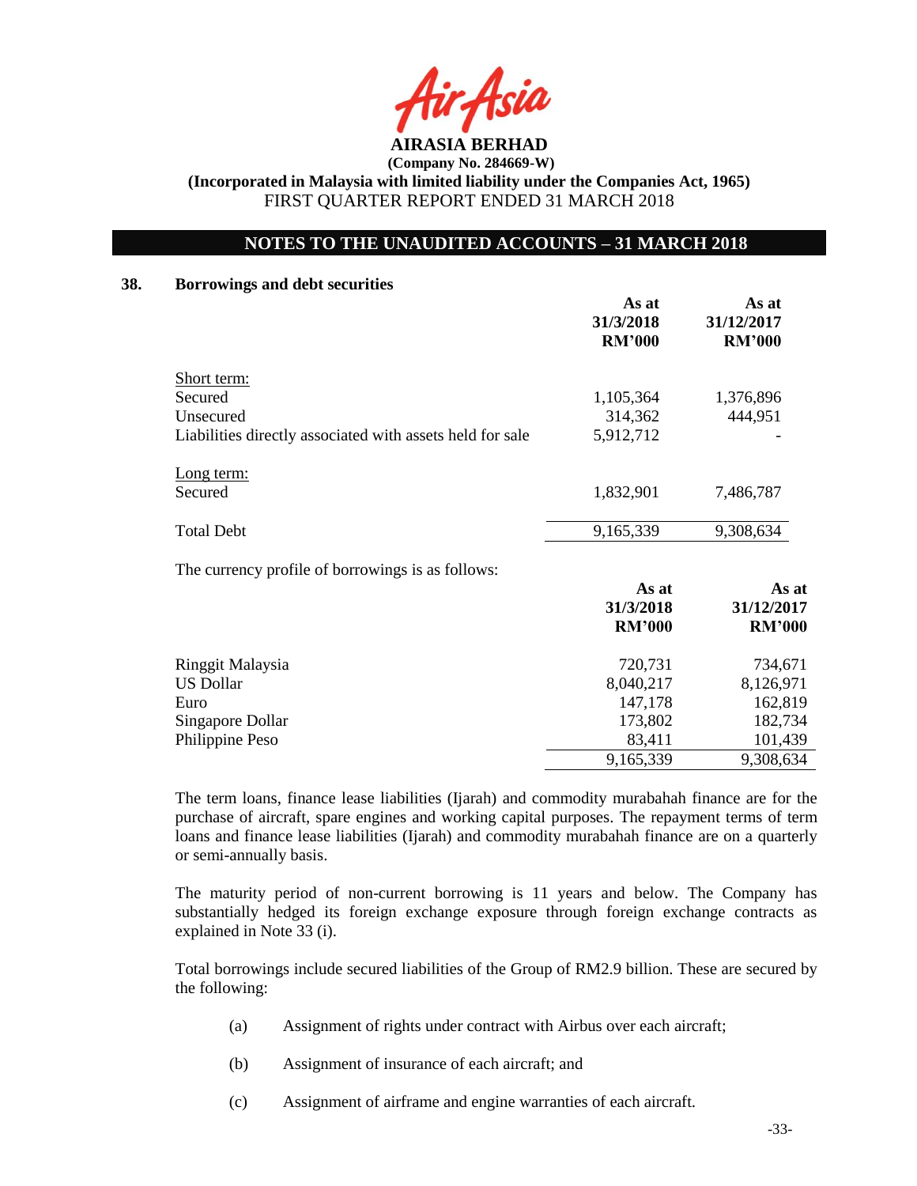**AIRASIA BERHAD**

**(Company No. 284669-W)**

**(Incorporated in Malaysia with limited liability under the Companies Act, 1965)**

FIRST QUARTER REPORT ENDED 31 MARCH 2018

## NOTES TO THE UNAUDITED ACCOUNTS – 31 MARCH 2018

### 38. Borrowings and debt securities

| | As at 31/3/2018 RM'000 | As at 31/12/2017 RM'000 |
|---|---|---|
| Short term: | | |
| Secured | 1,105,364 | 1,376,896 |
| Unsecured | 314,362 | 444,951 |
| Liabilities directly associated with assets held for sale | 5,912,712 | - |
| Long term: | | |
| Secured | 1,832,901 | 7,486,787 |
| Total Debt | 9,165,339 | 9,308,634 |

The currency profile of borrowings is as follows:

| | As at 31/3/2018 RM'000 | As at 31/12/2017 RM'000 |
|---|---|---|
| Ringgit Malaysia | 720,731 | 734,671 |
| US Dollar | 8,040,217 | 8,126,971 |
| Euro | 147,178 | 162,819 |
| Singapore Dollar | 173,802 | 182,734 |
| Philippine Peso | 83,411 | 101,439 |
| | 9,165,339 | 9,308,634 |

The term loans, finance lease liabilities (Ijarah) and commodity murabahah finance are for the purchase of aircraft, spare engines and working capital purposes. The repayment terms of term loans and finance lease liabilities (Ijarah) and commodity murabahah finance are on a quarterly or semi-annually basis.

The maturity period of non-current borrowing is 11 years and below. The Company has substantially hedged its foreign exchange exposure through foreign exchange contracts as explained in Note 33 (i).

Total borrowings include secured liabilities of the Group of RM2.9 billion. These are secured by the following:

(a) Assignment of rights under contract with Airbus over each aircraft;

(b) Assignment of insurance of each aircraft; and

(c) Assignment of airframe and engine warranties of each aircraft.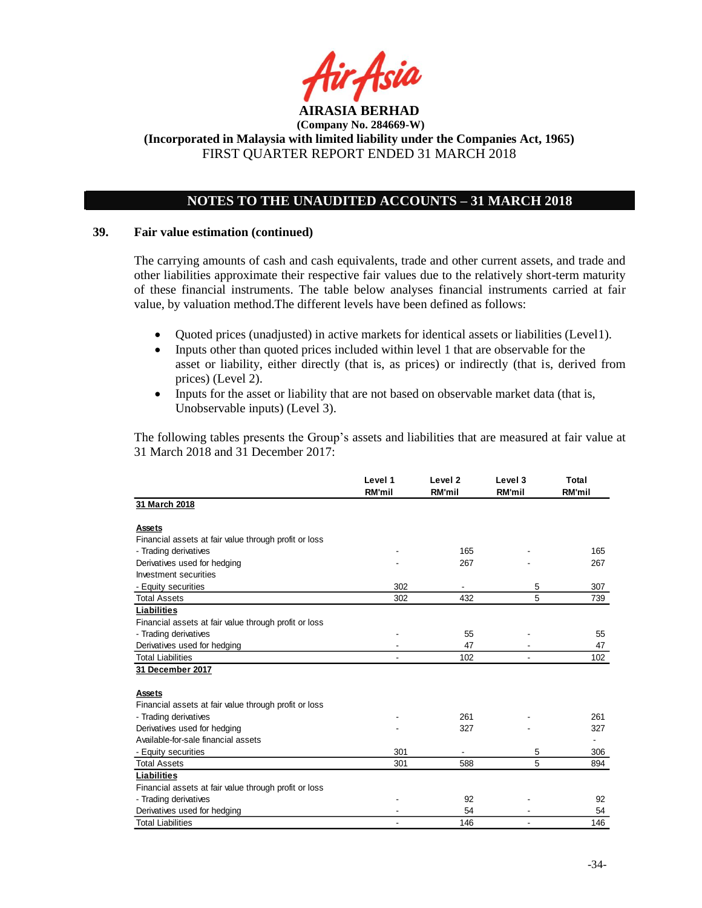## 39. Fair value estimation (continued)

The carrying amounts of cash and cash equivalents, trade and other current assets, and trade and other liabilities approximate their respective fair values due to the relatively short-term maturity of these financial instruments. The table below analyses financial instruments carried at fair value, by valuation method.The different levels have been defined as follows:

- Quoted prices (unadjusted) in active markets for identical assets or liabilities (Level1).
- Inputs other than quoted prices included within level 1 that are observable for the asset or liability, either directly (that is, as prices) or indirectly (that is, derived from prices) (Level 2).
- Inputs for the asset or liability that are not based on observable market data (that is, Unobservable inputs) (Level 3).

The following tables presents the Group's assets and liabilities that are measured at fair value at 31 March 2018 and 31 December 2017:

| | Level 1 RM'mil | Level 2 RM'mil | Level 3 RM'mil | Total RM'mil |
|---|---|---|---|---|
| **31 March 2018** | | | | |
| **Assets** | | | | |
| Financial assets at fair value through profit or loss | | | | |
| - Trading derivatives | - | 165 | - | 165 |
| Derivatives used for hedging | - | 267 | - | 267 |
| Investment securities | | | | |
| - Equity securities | 302 | - | 5 | 307 |
| Total Assets | 302 | 432 | 5 | 739 |
| **Liabilities** | | | | |
| Financial assets at fair value through profit or loss | | | | |
| - Trading derivatives | - | 55 | - | 55 |
| Derivatives used for hedging | - | 47 | - | 47 |
| Total Liabilities | - | 102 | - | 102 |
| **31 December 2017** | | | | |
| **Assets** | | | | |
| Financial assets at fair value through profit or loss | | | | |
| - Trading derivatives | - | 261 | - | 261 |
| Derivatives used for hedging | - | 327 | - | 327 |
| Available-for-sale financial assets | | | | - |
| - Equity securities | 301 | - | 5 | 306 |
| Total Assets | 301 | 588 | 5 | 894 |
| **Liabilities** | | | | |
| Financial assets at fair value through profit or loss | | | | |
| - Trading derivatives | - | 92 | - | 92 |
| Derivatives used for hedging | - | 54 | - | 54 |
| Total Liabilities | - | 146 | - | 146 |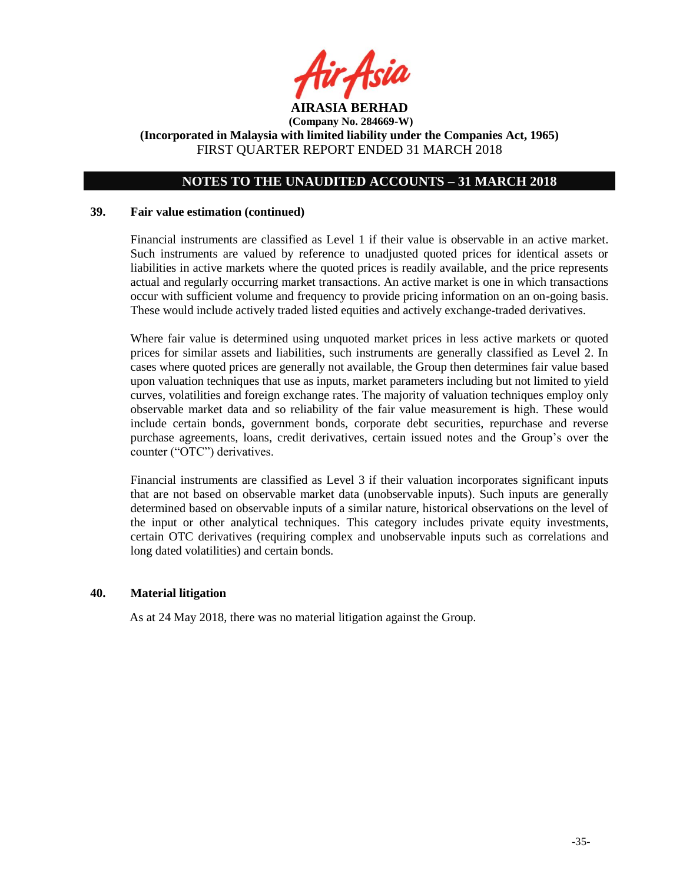## 39. Fair value estimation (continued)

Financial instruments are classified as Level 1 if their value is observable in an active market. Such instruments are valued by reference to unadjusted quoted prices for identical assets or liabilities in active markets where the quoted prices is readily available, and the price represents actual and regularly occurring market transactions. An active market is one in which transactions occur with sufficient volume and frequency to provide pricing information on an on-going basis. These would include actively traded listed equities and actively exchange-traded derivatives.

Where fair value is determined using unquoted market prices in less active markets or quoted prices for similar assets and liabilities, such instruments are generally classified as Level 2. In cases where quoted prices are generally not available, the Group then determines fair value based upon valuation techniques that use as inputs, market parameters including but not limited to yield curves, volatilities and foreign exchange rates. The majority of valuation techniques employ only observable market data and so reliability of the fair value measurement is high. These would include certain bonds, government bonds, corporate debt securities, repurchase and reverse purchase agreements, loans, credit derivatives, certain issued notes and the Group's over the counter ("OTC") derivatives.

Financial instruments are classified as Level 3 if their valuation incorporates significant inputs that are not based on observable market data (unobservable inputs). Such inputs are generally determined based on observable inputs of a similar nature, historical observations on the level of the input or other analytical techniques. This category includes private equity investments, certain OTC derivatives (requiring complex and unobservable inputs such as correlations and long dated volatilities) and certain bonds.

## 40. Material litigation

As at 24 May 2018, there was no material litigation against the Group.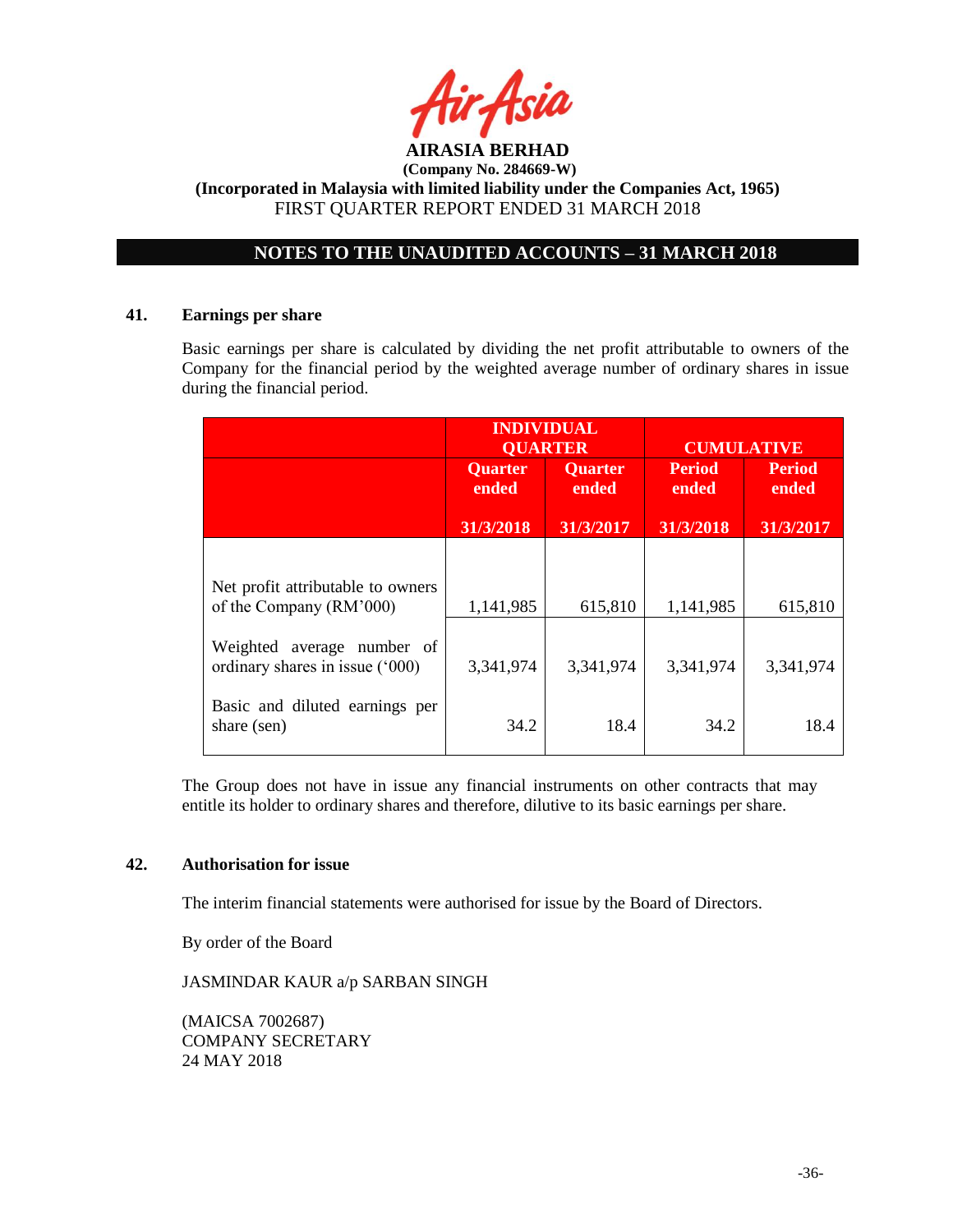**AIRASIA BERHAD**
**(Company No. 284669-W)**
**(Incorporated in Malaysia with limited liability under the Companies Act, 1965)**
FIRST QUARTER REPORT ENDED 31 MARCH 2018

## NOTES TO THE UNAUDITED ACCOUNTS – 31 MARCH 2018

### 41. Earnings per share

Basic earnings per share is calculated by dividing the net profit attributable to owners of the Company for the financial period by the weighted average number of ordinary shares in issue during the financial period.

| | INDIVIDUAL QUARTER | | CUMULATIVE | |
|---|---|---|---|---|
| | Quarter ended 31/3/2018 | Quarter ended 31/3/2017 | Period ended 31/3/2018 | Period ended 31/3/2017 |
| Net profit attributable to owners of the Company (RM'000) | 1,141,985 | 615,810 | 1,141,985 | 615,810 |
| Weighted average number of ordinary shares in issue ('000) | 3,341,974 | 3,341,974 | 3,341,974 | 3,341,974 |
| Basic and diluted earnings per share (sen) | 34.2 | 18.4 | 34.2 | 18.4 |

The Group does not have in issue any financial instruments on other contracts that may entitle its holder to ordinary shares and therefore, dilutive to its basic earnings per share.

### 42. Authorisation for issue

The interim financial statements were authorised for issue by the Board of Directors.

By order of the Board

JASMINDAR KAUR a/p SARBAN SINGH

(MAICSA 7002687)
COMPANY SECRETARY
24 MAY 2018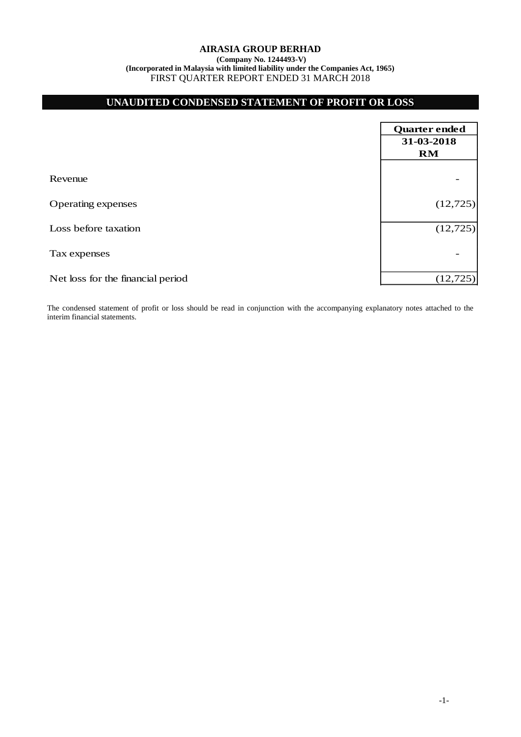**AIRASIA GROUP BERHAD**
**(Company No. 1244493-V)**
**(Incorporated in Malaysia with limited liability under the Companies Act, 1965)**
FIRST QUARTER REPORT ENDED 31 MARCH 2018

## UNAUDITED CONDENSED STATEMENT OF PROFIT OR LOSS

| | Quarter ended 31-03-2018 RM |
|---|---|
| Revenue | - |
| Operating expenses | (12,725) |
| Loss before taxation | (12,725) |
| Tax expenses | - |
| Net loss for the financial period | (12,725) |

The condensed statement of profit or loss should be read in conjunction with the accompanying explanatory notes attached to the interim financial statements.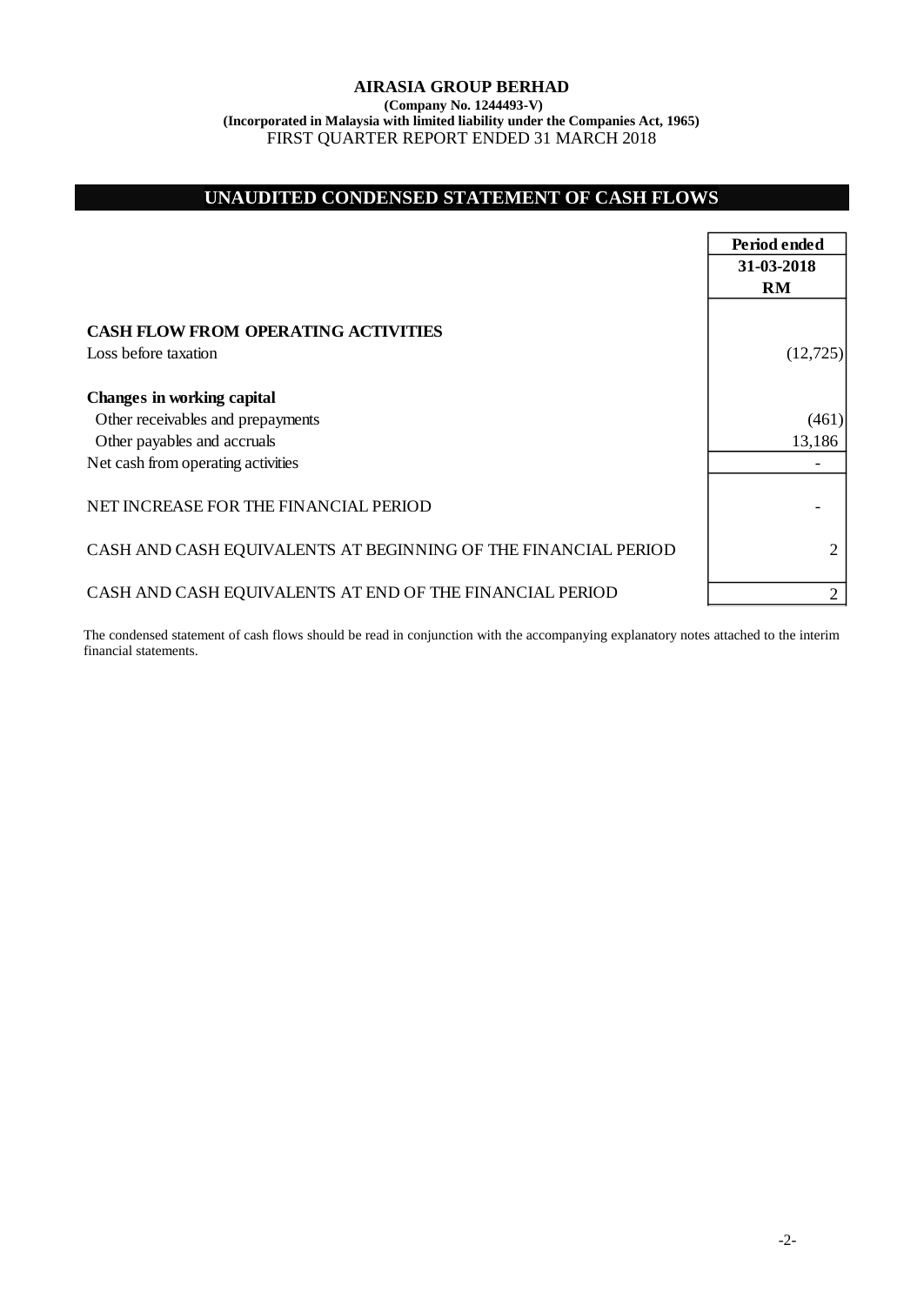**AIRASIA GROUP BERHAD**
**(Company No. 1244493-V)**
**(Incorporated in Malaysia with limited liability under the Companies Act, 1965)**
FIRST QUARTER REPORT ENDED 31 MARCH 2018

## UNAUDITED CONDENSED STATEMENT OF CASH FLOWS

| | Period ended |
|---|---|
| | 31-03-2018 |
| | RM |
| **CASH FLOW FROM OPERATING ACTIVITIES** | |
| Loss before taxation | (12,725) |
| **Changes in working capital** | |
| Other receivables and prepayments | (461) |
| Other payables and accruals | 13,186 |
| Net cash from operating activities | - |
| NET INCREASE FOR THE FINANCIAL PERIOD | - |
| CASH AND CASH EQUIVALENTS AT BEGINNING OF THE FINANCIAL PERIOD | 2 |
| CASH AND CASH EQUIVALENTS AT END OF THE FINANCIAL PERIOD | 2 |

The condensed statement of cash flows should be read in conjunction with the accompanying explanatory notes attached to the interim financial statements.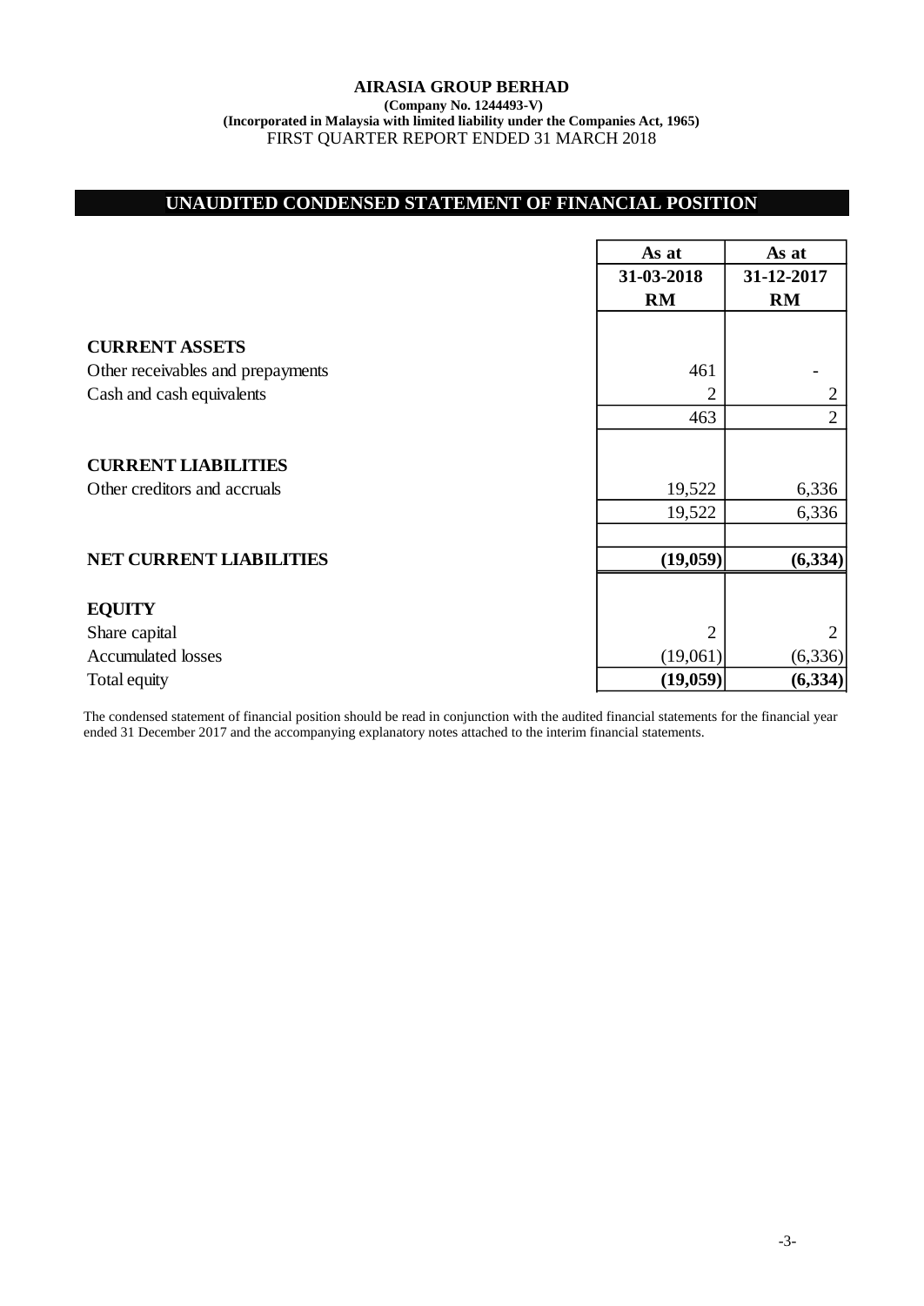**AIRASIA GROUP BERHAD**
**(Company No. 1244493-V)**
**(Incorporated in Malaysia with limited liability under the Companies Act, 1965)**
FIRST QUARTER REPORT ENDED 31 MARCH 2018

## UNAUDITED CONDENSED STATEMENT OF FINANCIAL POSITION

| | As at 31-03-2018 RM | As at 31-12-2017 RM |
|---|---|---|
| **CURRENT ASSETS** | | |
| Other receivables and prepayments | 461 | - |
| Cash and cash equivalents | 2 | 2 |
| | 463 | 2 |
| **CURRENT LIABILITIES** | | |
| Other creditors and accruals | 19,522 | 6,336 |
| | 19,522 | 6,336 |
| **NET CURRENT LIABILITIES** | **(19,059)** | **(6,334)** |
| **EQUITY** | | |
| Share capital | 2 | 2 |
| Accumulated losses | (19,061) | (6,336) |
| Total equity | **(19,059)** | **(6,334)** |

The condensed statement of financial position should be read in conjunction with the audited financial statements for the financial year ended 31 December 2017 and the accompanying explanatory notes attached to the interim financial statements.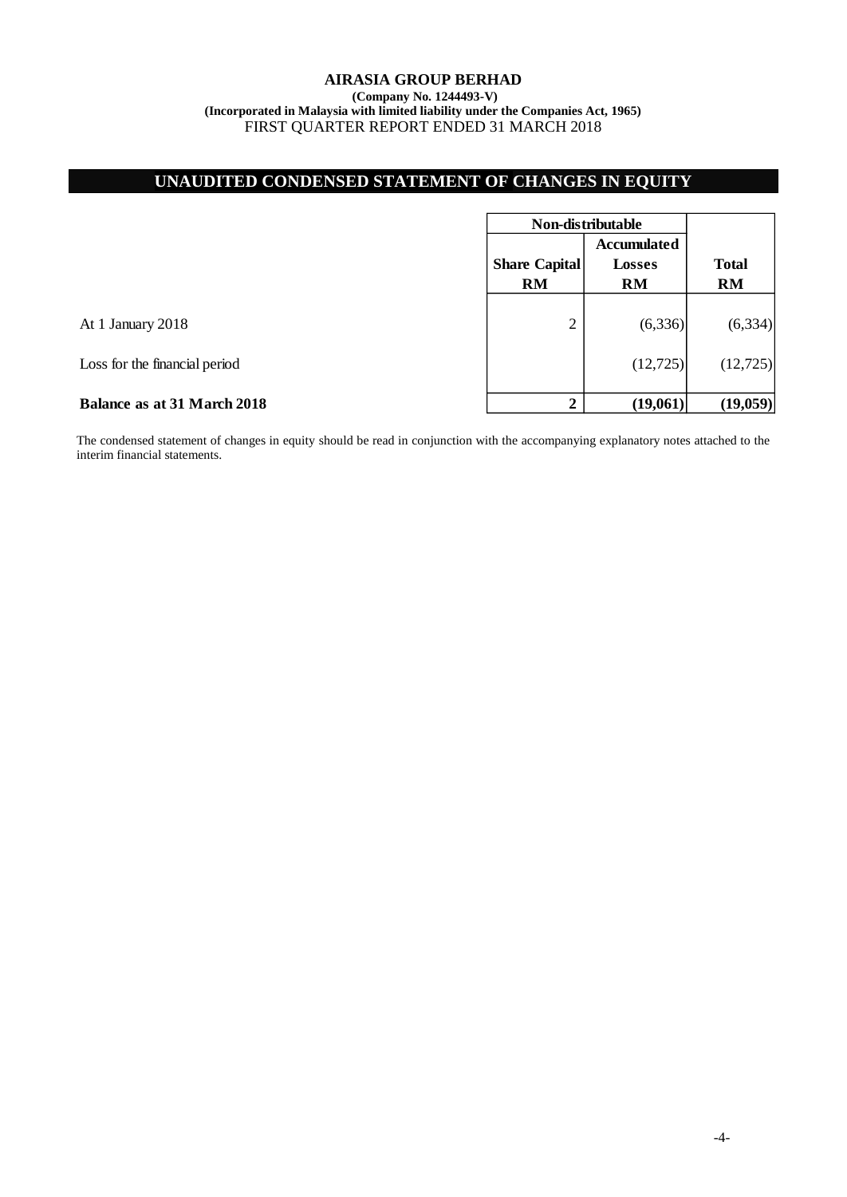**AIRASIA GROUP BERHAD**
**(Company No. 1244493-V)**
**(Incorporated in Malaysia with limited liability under the Companies Act, 1965)**
FIRST QUARTER REPORT ENDED 31 MARCH 2018

## UNAUDITED CONDENSED STATEMENT OF CHANGES IN EQUITY

| | Non-distributable | | |
|---|---|---|---|
| | **Share Capital** | **Accumulated Losses** | **Total** |
| | **RM** | **RM** | **RM** |
| At 1 January 2018 | 2 | (6,336) | (6,334) |
| Loss for the financial period | | (12,725) | (12,725) |
| **Balance as at 31 March 2018** | **2** | **(19,061)** | **(19,059)** |

The condensed statement of changes in equity should be read in conjunction with the accompanying explanatory notes attached to the interim financial statements.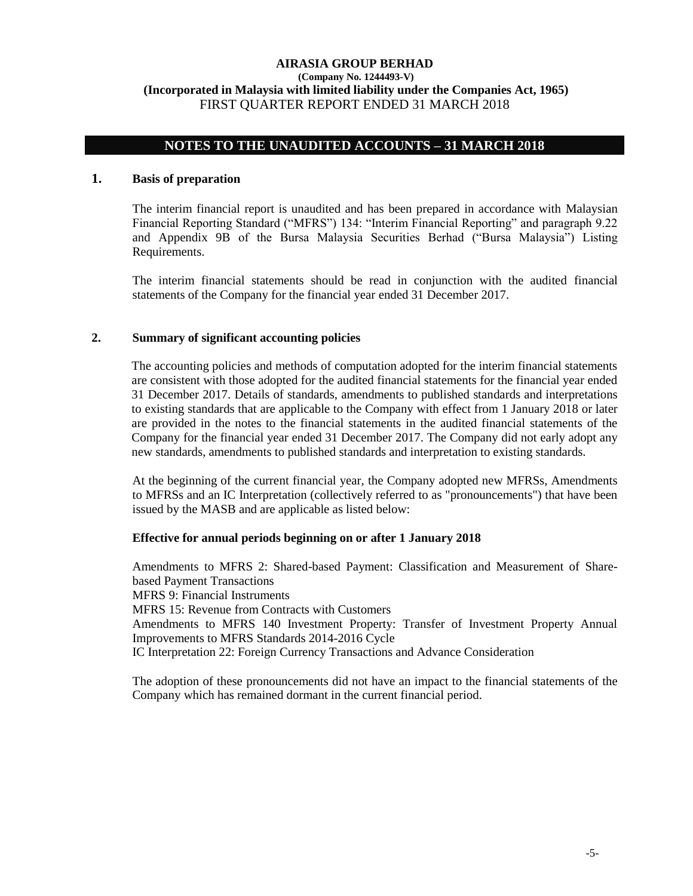**AIRASIA GROUP BERHAD**
**(Company No. 1244493-V)**
**(Incorporated in Malaysia with limited liability under the Companies Act, 1965)**
FIRST QUARTER REPORT ENDED 31 MARCH 2018

## NOTES TO THE UNAUDITED ACCOUNTS – 31 MARCH 2018

### 1. Basis of preparation

The interim financial report is unaudited and has been prepared in accordance with Malaysian Financial Reporting Standard ("MFRS") 134: "Interim Financial Reporting" and paragraph 9.22 and Appendix 9B of the Bursa Malaysia Securities Berhad ("Bursa Malaysia") Listing Requirements.

The interim financial statements should be read in conjunction with the audited financial statements of the Company for the financial year ended 31 December 2017.

### 2. Summary of significant accounting policies

The accounting policies and methods of computation adopted for the interim financial statements are consistent with those adopted for the audited financial statements for the financial year ended 31 December 2017. Details of standards, amendments to published standards and interpretations to existing standards that are applicable to the Company with effect from 1 January 2018 or later are provided in the notes to the financial statements in the audited financial statements of the Company for the financial year ended 31 December 2017. The Company did not early adopt any new standards, amendments to published standards and interpretation to existing standards.

At the beginning of the current financial year, the Company adopted new MFRSs, Amendments to MFRSs and an IC Interpretation (collectively referred to as "pronouncements") that have been issued by the MASB and are applicable as listed below:

**Effective for annual periods beginning on or after 1 January 2018**

Amendments to MFRS 2: Shared-based Payment: Classification and Measurement of Share-based Payment Transactions
MFRS 9: Financial Instruments
MFRS 15: Revenue from Contracts with Customers
Amendments to MFRS 140 Investment Property: Transfer of Investment Property Annual Improvements to MFRS Standards 2014-2016 Cycle
IC Interpretation 22: Foreign Currency Transactions and Advance Consideration

The adoption of these pronouncements did not have an impact to the financial statements of the Company which has remained dormant in the current financial period.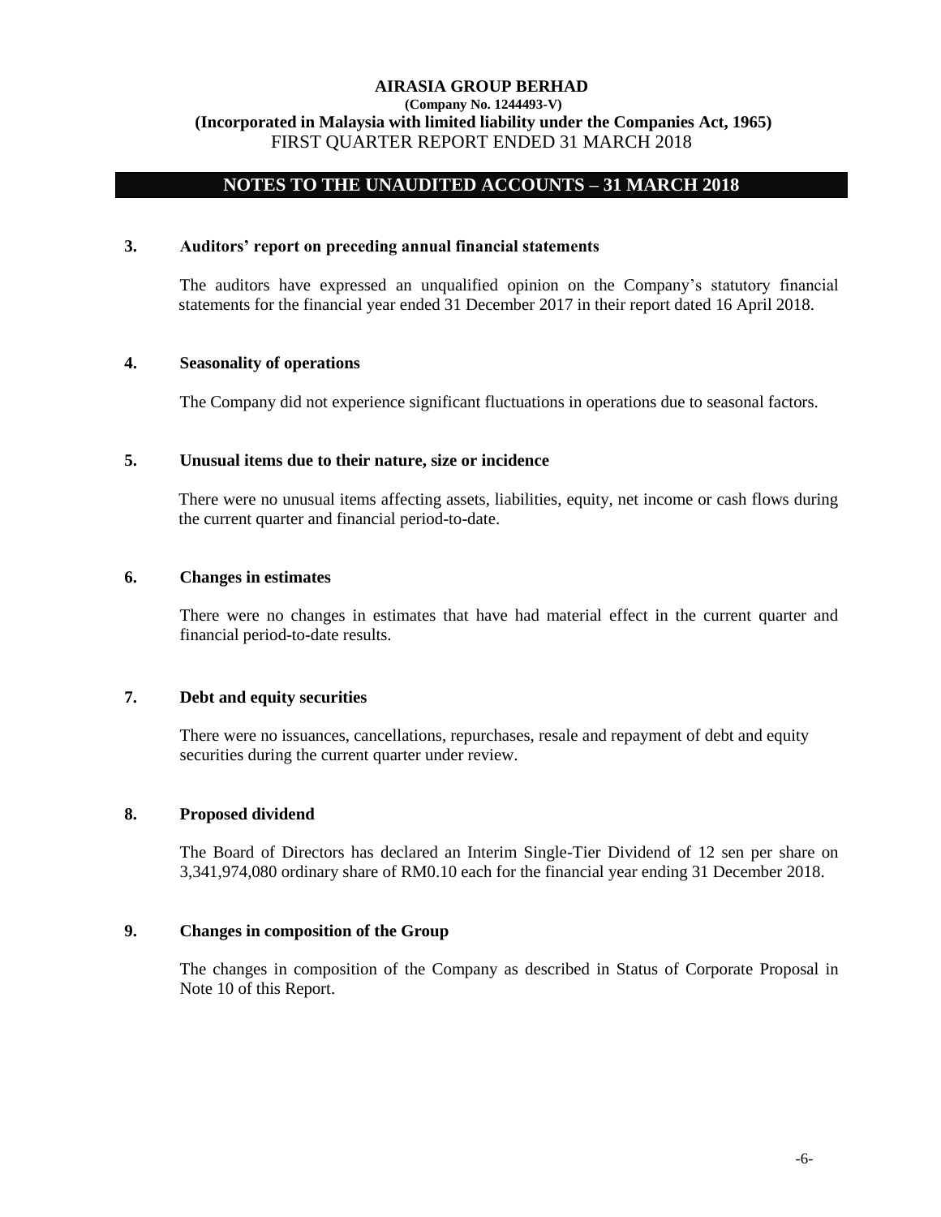**AIRASIA GROUP BERHAD**
**(Company No. 1244493-V)**
**(Incorporated in Malaysia with limited liability under the Companies Act, 1965)**
FIRST QUARTER REPORT ENDED 31 MARCH 2018

## NOTES TO THE UNAUDITED ACCOUNTS – 31 MARCH 2018

### 3. Auditors' report on preceding annual financial statements

The auditors have expressed an unqualified opinion on the Company's statutory financial statements for the financial year ended 31 December 2017 in their report dated 16 April 2018.

### 4. Seasonality of operations

The Company did not experience significant fluctuations in operations due to seasonal factors.

### 5. Unusual items due to their nature, size or incidence

There were no unusual items affecting assets, liabilities, equity, net income or cash flows during the current quarter and financial period-to-date.

### 6. Changes in estimates

There were no changes in estimates that have had material effect in the current quarter and financial period-to-date results.

### 7. Debt and equity securities

There were no issuances, cancellations, repurchases, resale and repayment of debt and equity securities during the current quarter under review.

### 8. Proposed dividend

The Board of Directors has declared an Interim Single-Tier Dividend of 12 sen per share on 3,341,974,080 ordinary share of RM0.10 each for the financial year ending 31 December 2018.

### 9. Changes in composition of the Group

The changes in composition of the Company as described in Status of Corporate Proposal in Note 10 of this Report.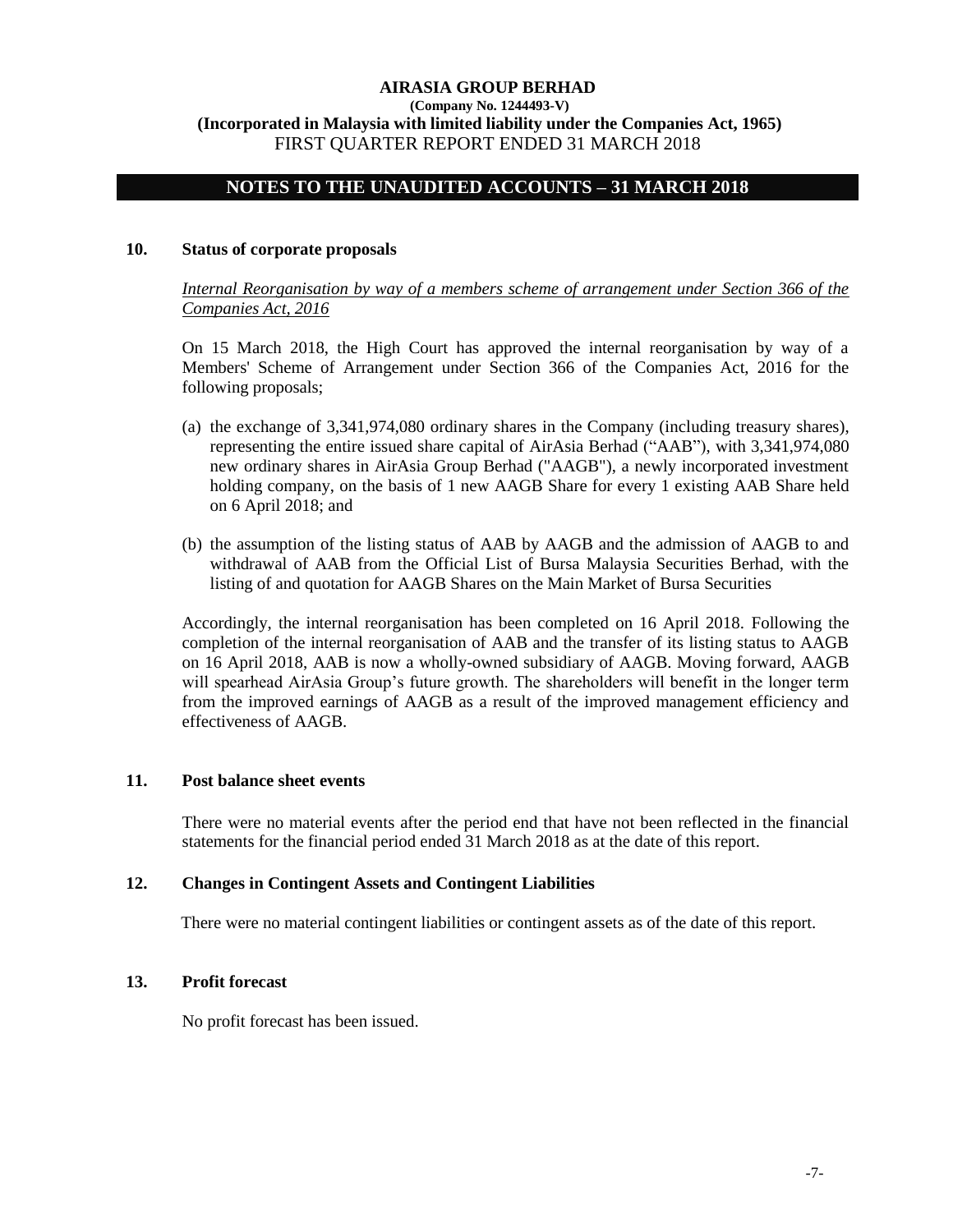## NOTES TO THE UNAUDITED ACCOUNTS – 31 MARCH 2018

### 10. Status of corporate proposals

*Internal Reorganisation by way of a members scheme of arrangement under Section 366 of the Companies Act, 2016*

On 15 March 2018, the High Court has approved the internal reorganisation by way of a Members' Scheme of Arrangement under Section 366 of the Companies Act, 2016 for the following proposals;

(a) the exchange of 3,341,974,080 ordinary shares in the Company (including treasury shares), representing the entire issued share capital of AirAsia Berhad ("AAB"), with 3,341,974,080 new ordinary shares in AirAsia Group Berhad ("AAGB"), a newly incorporated investment holding company, on the basis of 1 new AAGB Share for every 1 existing AAB Share held on 6 April 2018; and

(b) the assumption of the listing status of AAB by AAGB and the admission of AAGB to and withdrawal of AAB from the Official List of Bursa Malaysia Securities Berhad, with the listing of and quotation for AAGB Shares on the Main Market of Bursa Securities

Accordingly, the internal reorganisation has been completed on 16 April 2018. Following the completion of the internal reorganisation of AAB and the transfer of its listing status to AAGB on 16 April 2018, AAB is now a wholly-owned subsidiary of AAGB. Moving forward, AAGB will spearhead AirAsia Group's future growth. The shareholders will benefit in the longer term from the improved earnings of AAGB as a result of the improved management efficiency and effectiveness of AAGB.

### 11. Post balance sheet events

There were no material events after the period end that have not been reflected in the financial statements for the financial period ended 31 March 2018 as at the date of this report.

### 12. Changes in Contingent Assets and Contingent Liabilities

There were no material contingent liabilities or contingent assets as of the date of this report.

### 13. Profit forecast

No profit forecast has been issued.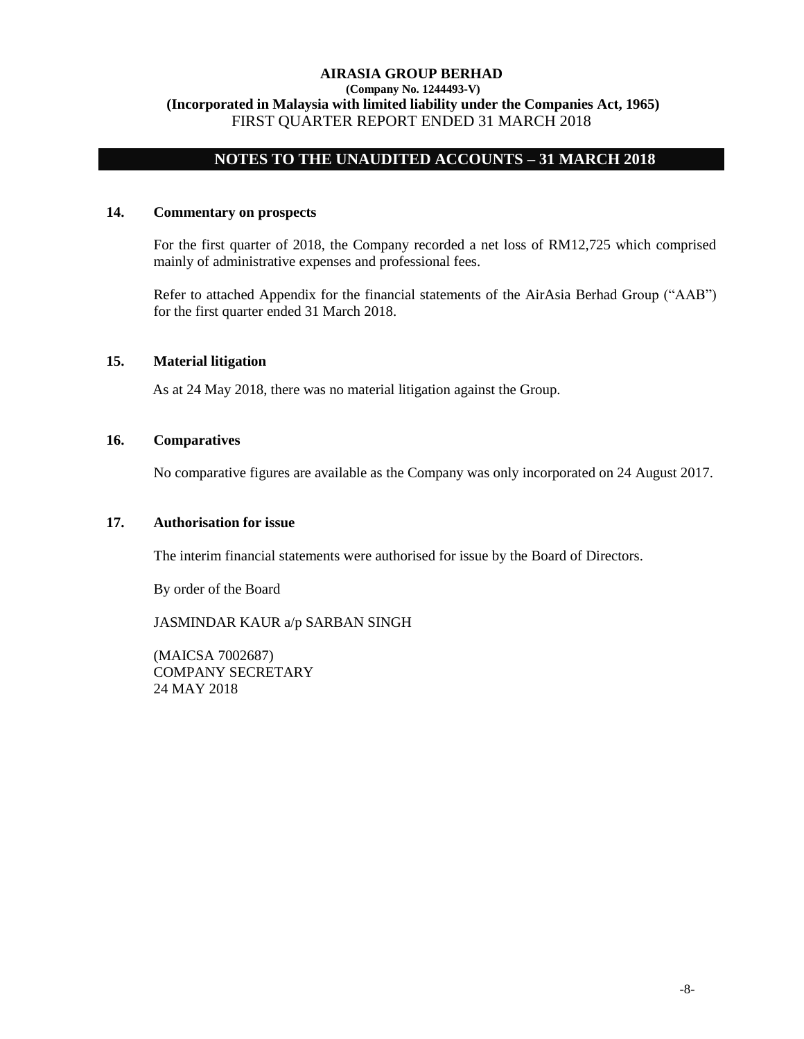## NOTES TO THE UNAUDITED ACCOUNTS – 31 MARCH 2018

### 14. Commentary on prospects

For the first quarter of 2018, the Company recorded a net loss of RM12,725 which comprised mainly of administrative expenses and professional fees.

Refer to attached Appendix for the financial statements of the AirAsia Berhad Group ("AAB") for the first quarter ended 31 March 2018.

### 15. Material litigation

As at 24 May 2018, there was no material litigation against the Group.

### 16. Comparatives

No comparative figures are available as the Company was only incorporated on 24 August 2017.

### 17. Authorisation for issue

The interim financial statements were authorised for issue by the Board of Directors.

By order of the Board

JASMINDAR KAUR a/p SARBAN SINGH

(MAICSA 7002687)
COMPANY SECRETARY
24 MAY 2018